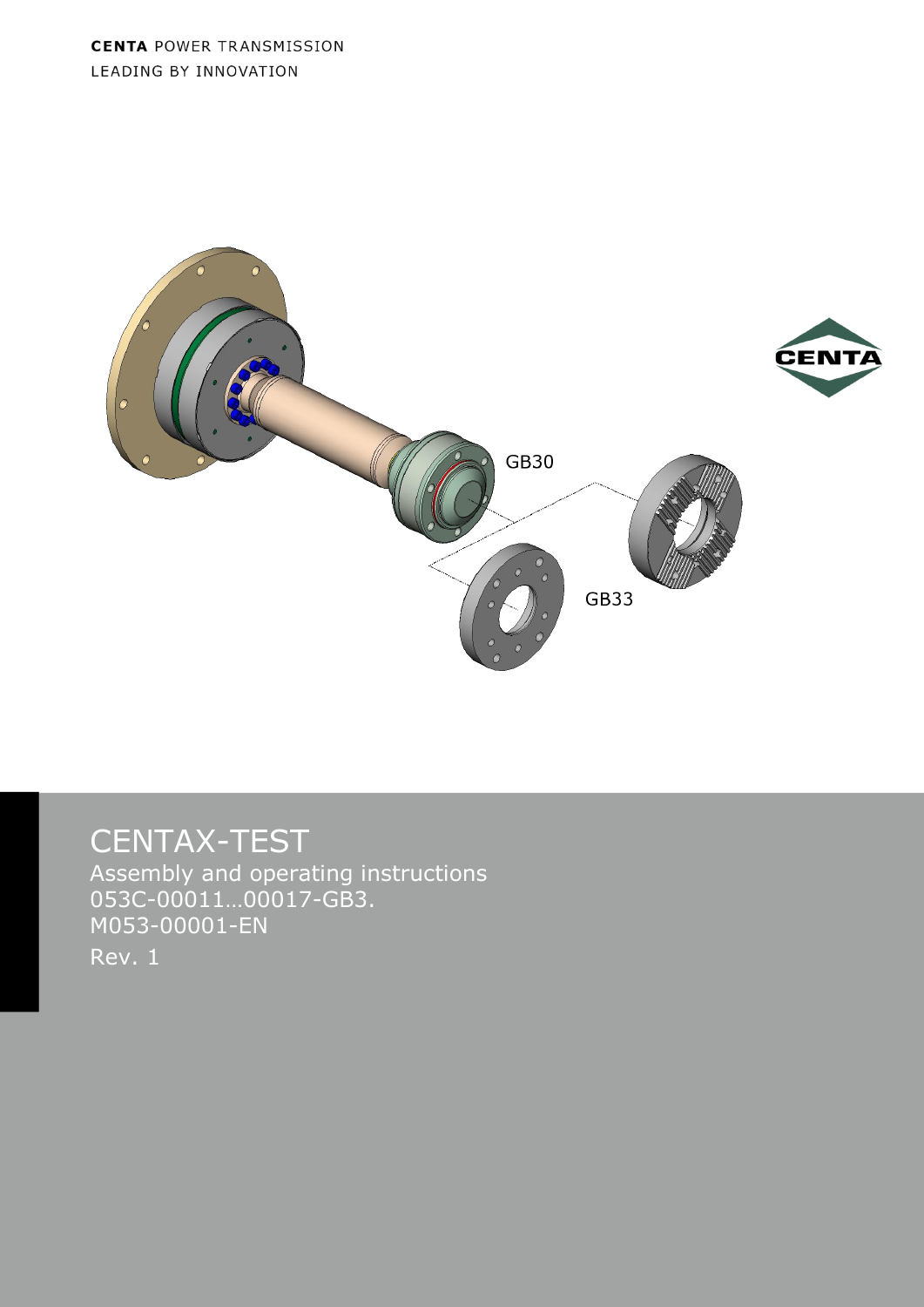CENTA POWER TRANSMISSION
LEADING BY INNOVATION

GB30

GB33

# CENTAX-TEST

Assembly and operating instructions
053C-00011…00017-GB3.
M053-00001-EN
Rev. 1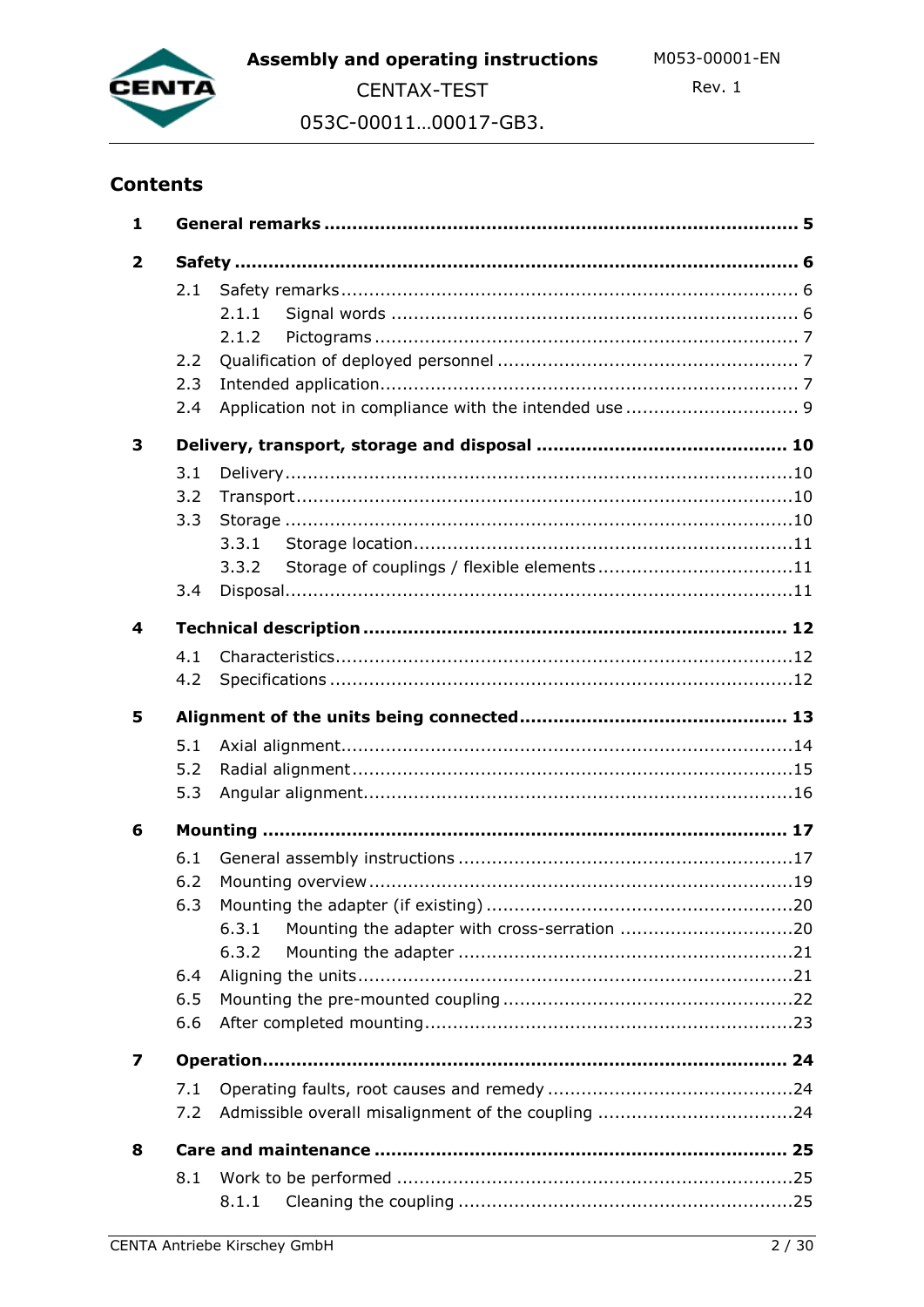## Contents

| | | |
|---|---|---|
| **1** | **General remarks** | **5** |
| **2** | **Safety** | **6** |
| 2.1 | Safety remarks | 6 |
| 2.1.1 | Signal words | 6 |
| 2.1.2 | Pictograms | 7 |
| 2.2 | Qualification of deployed personnel | 7 |
| 2.3 | Intended application | 7 |
| 2.4 | Application not in compliance with the intended use | 9 |
| **3** | **Delivery, transport, storage and disposal** | **10** |
| 3.1 | Delivery | 10 |
| 3.2 | Transport | 10 |
| 3.3 | Storage | 10 |
| 3.3.1 | Storage location | 11 |
| 3.3.2 | Storage of couplings / flexible elements | 11 |
| 3.4 | Disposal | 11 |
| **4** | **Technical description** | **12** |
| 4.1 | Characteristics | 12 |
| 4.2 | Specifications | 12 |
| **5** | **Alignment of the units being connected** | **13** |
| 5.1 | Axial alignment | 14 |
| 5.2 | Radial alignment | 15 |
| 5.3 | Angular alignment | 16 |
| **6** | **Mounting** | **17** |
| 6.1 | General assembly instructions | 17 |
| 6.2 | Mounting overview | 19 |
| 6.3 | Mounting the adapter (if existing) | 20 |
| 6.3.1 | Mounting the adapter with cross-serration | 20 |
| 6.3.2 | Mounting the adapter | 21 |
| 6.4 | Aligning the units | 21 |
| 6.5 | Mounting the pre-mounted coupling | 22 |
| 6.6 | After completed mounting | 23 |
| **7** | **Operation** | **24** |
| 7.1 | Operating faults, root causes and remedy | 24 |
| 7.2 | Admissible overall misalignment of the coupling | 24 |
| **8** | **Care and maintenance** | **25** |
| 8.1 | Work to be performed | 25 |
| 8.1.1 | Cleaning the coupling | 25 |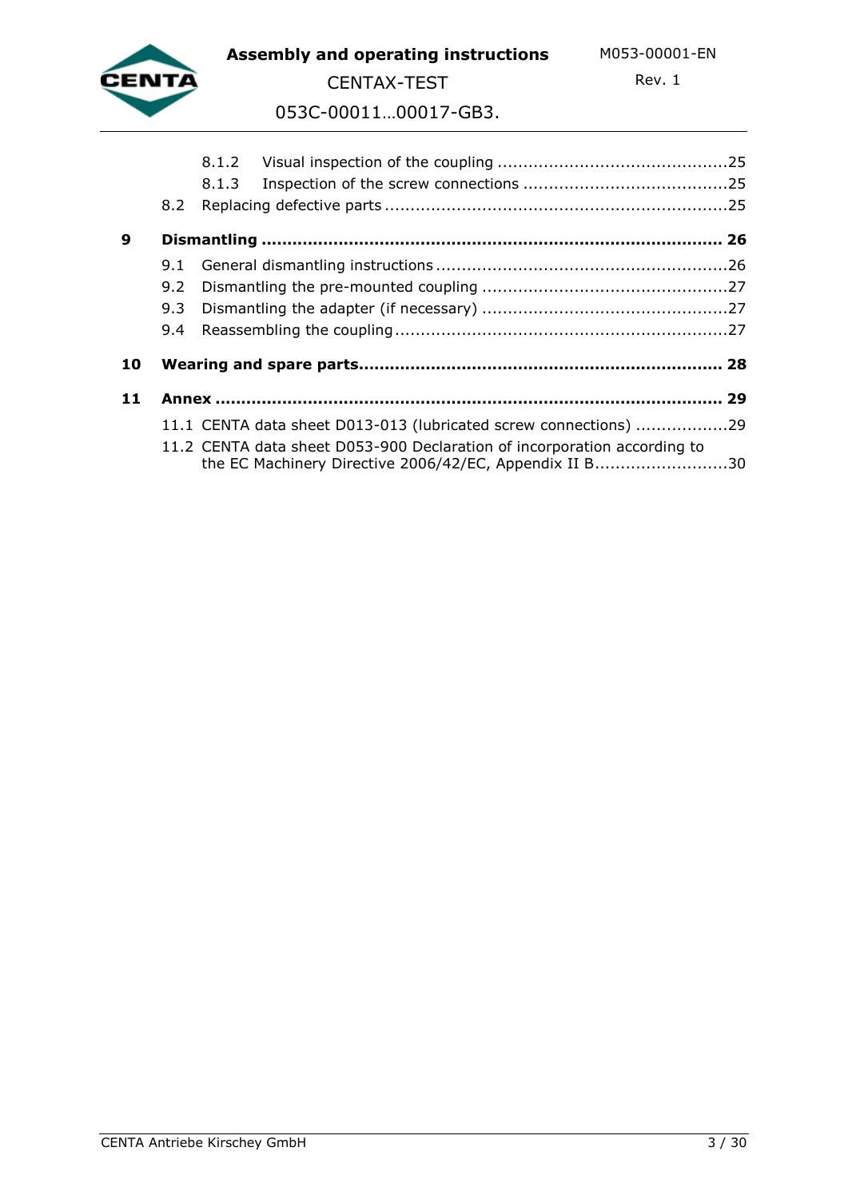8.1.2 Visual inspection of the coupling ............................................25
8.1.3 Inspection of the screw connections ........................................25
8.2 Replacing defective parts ..................................................................25

**9 Dismantling ........................................................................................ 26**

9.1 General dismantling instructions ........................................................26
9.2 Dismantling the pre-mounted coupling ...............................................27
9.3 Dismantling the adapter (if necessary) ...............................................27
9.4 Reassembling the coupling ................................................................27

**10 Wearing and spare parts..................................................................... 28**

**11 Annex ................................................................................................ 29**

11.1 CENTA data sheet D013-013 (lubricated screw connections) ..................29
11.2 CENTA data sheet D053-900 Declaration of incorporation according to the EC Machinery Directive 2006/42/EC, Appendix II B..........................30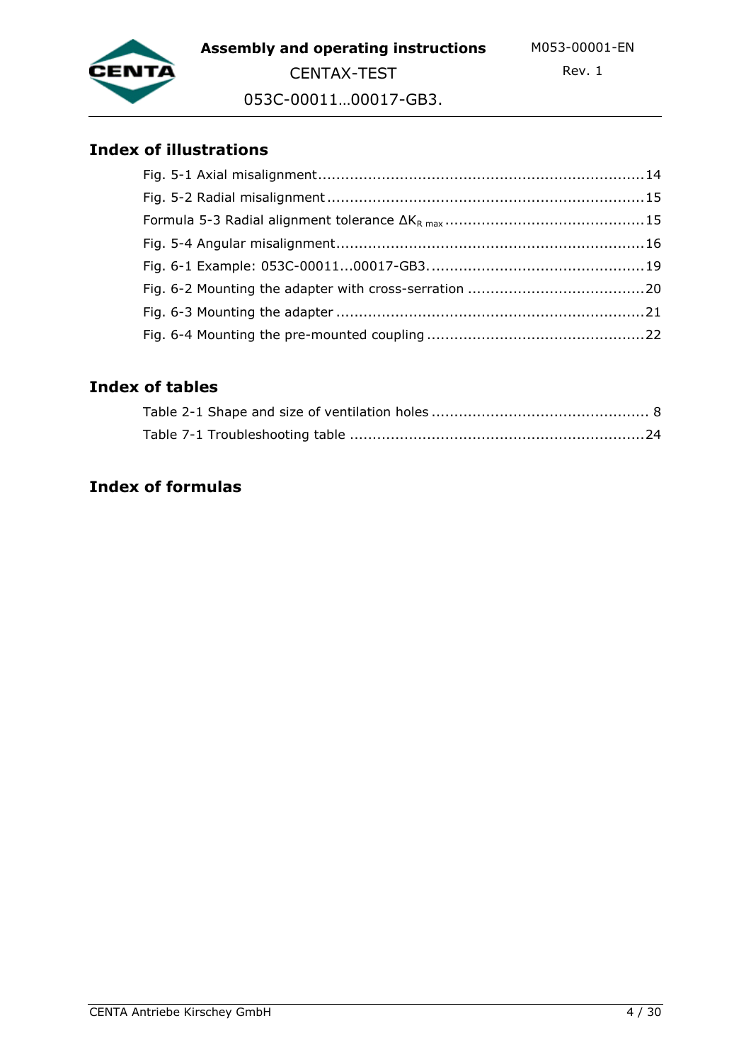## Index of illustrations

Fig. 5-1 Axial misalignment.......................................................................14

Fig. 5-2 Radial misalignment.....................................................................15

Formula 5-3 Radial alignment tolerance $\Delta K_{R\ max}$............................................15

Fig. 5-4 Angular misalignment...................................................................16

Fig. 6-1 Example: 053C-00011...00017-GB3...............................................19

Fig. 6-2 Mounting the adapter with cross-serration .......................................20

Fig. 6-3 Mounting the adapter ...................................................................21

Fig. 6-4 Mounting the pre-mounted coupling ................................................22

## Index of tables

Table 2-1 Shape and size of ventilation holes ............................................... 8

Table 7-1 Troubleshooting table .................................................................24

## Index of formulas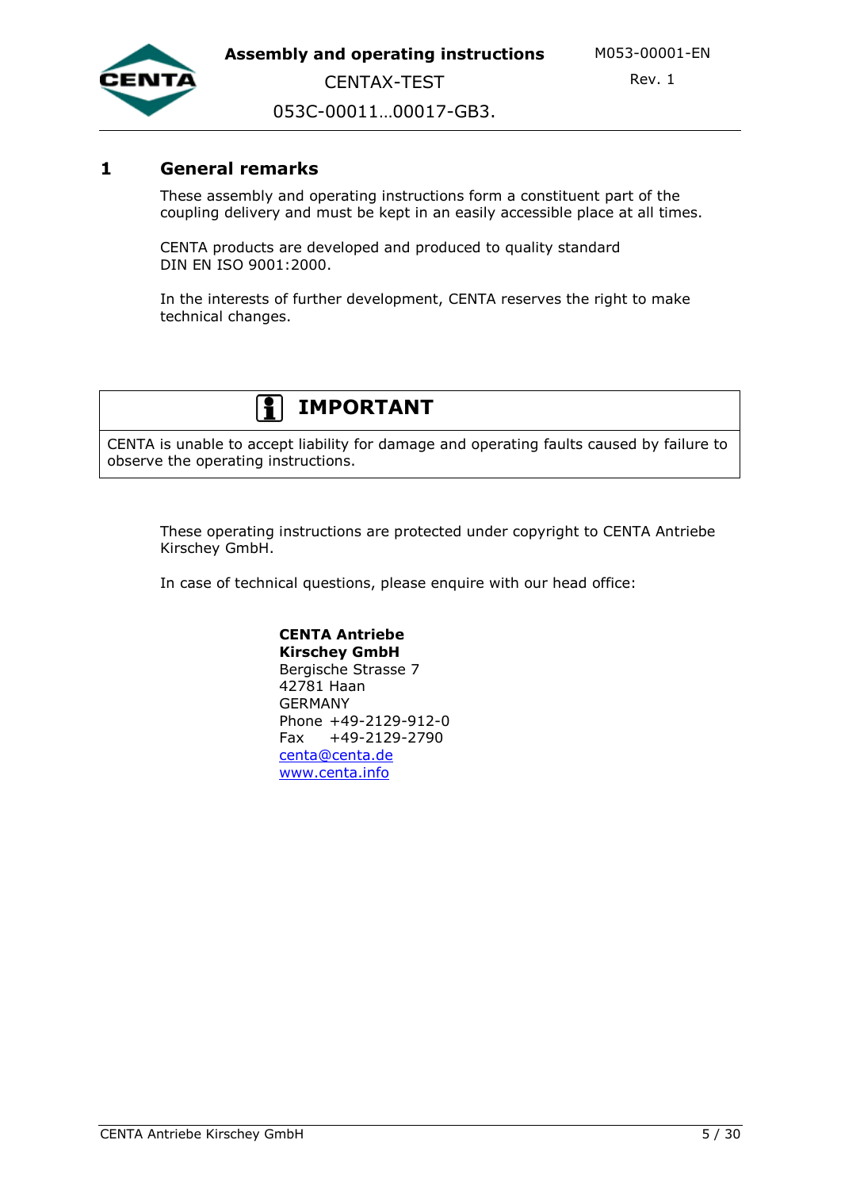# 1 General remarks

These assembly and operating instructions form a constituent part of the coupling delivery and must be kept in an easily accessible place at all times.

CENTA products are developed and produced to quality standard DIN EN ISO 9001:2000.

In the interests of further development, CENTA reserves the right to make technical changes.

| **IMPORTANT** |
|---|
| CENTA is unable to accept liability for damage and operating faults caused by failure to observe the operating instructions. |

These operating instructions are protected under copyright to CENTA Antriebe Kirschey GmbH.

In case of technical questions, please enquire with our head office:

**CENTA Antriebe**
**Kirschey GmbH**
Bergische Strasse 7
42781 Haan
GERMANY
Phone +49-2129-912-0
Fax +49-2129-2790
centa@centa.de
www.centa.info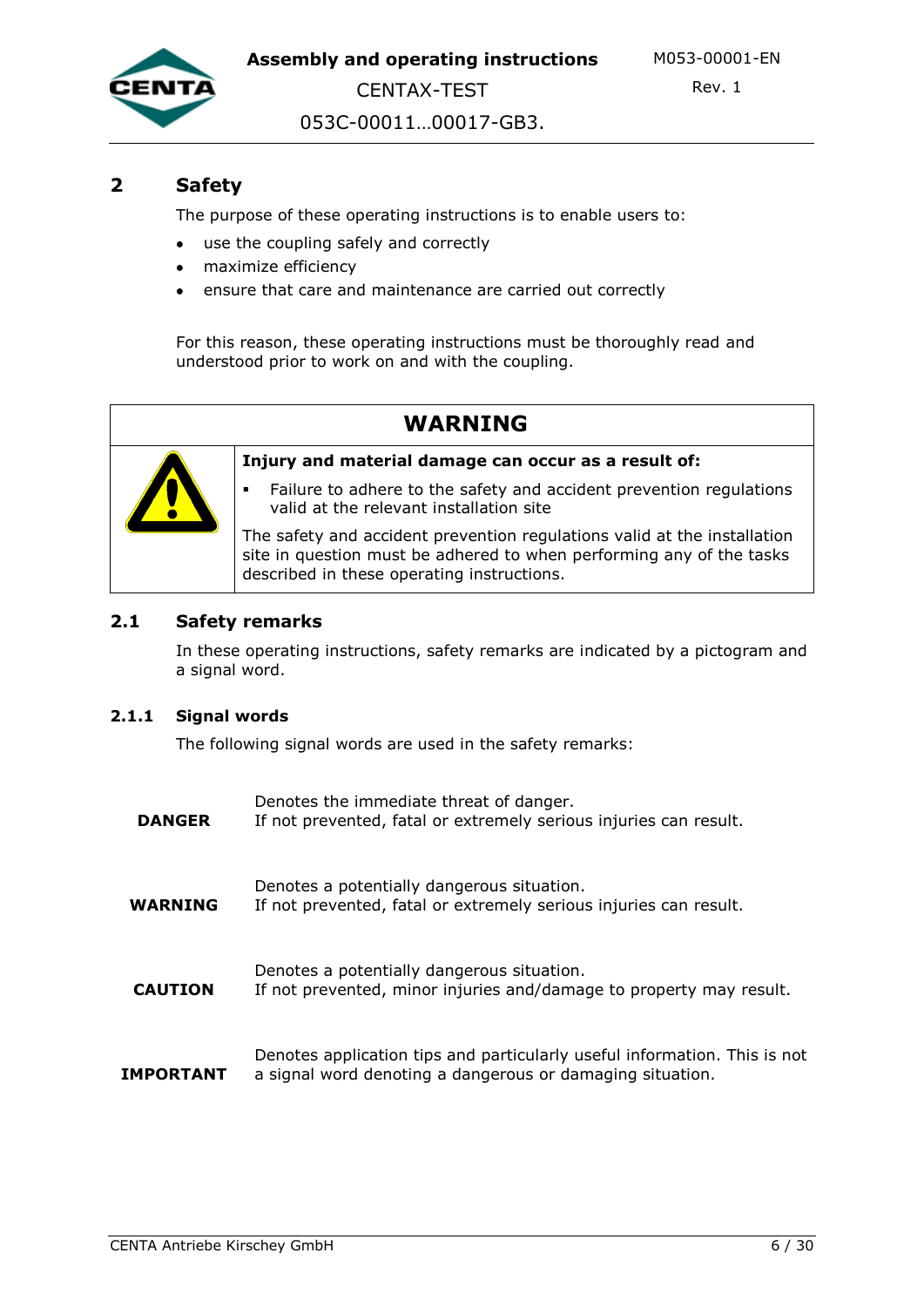## 2 Safety

The purpose of these operating instructions is to enable users to:

- use the coupling safely and correctly
- maximize efficiency
- ensure that care and maintenance are carried out correctly

For this reason, these operating instructions must be thoroughly read and understood prior to work on and with the coupling.

| WARNING | |
|---|---|
| | **Injury and material damage can occur as a result of:**<br>▪ Failure to adhere to the safety and accident prevention regulations valid at the relevant installation site<br>The safety and accident prevention regulations valid at the installation site in question must be adhered to when performing any of the tasks described in these operating instructions. |

### 2.1 Safety remarks

In these operating instructions, safety remarks are indicated by a pictogram and a signal word.

#### 2.1.1 Signal words

The following signal words are used in the safety remarks:

| | |
|---|---|
| **DANGER** | Denotes the immediate threat of danger.<br>If not prevented, fatal or extremely serious injuries can result. |
| **WARNING** | Denotes a potentially dangerous situation.<br>If not prevented, fatal or extremely serious injuries can result. |
| **CAUTION** | Denotes a potentially dangerous situation.<br>If not prevented, minor injuries and/damage to property may result. |
| **IMPORTANT** | Denotes application tips and particularly useful information. This is not a signal word denoting a dangerous or damaging situation. |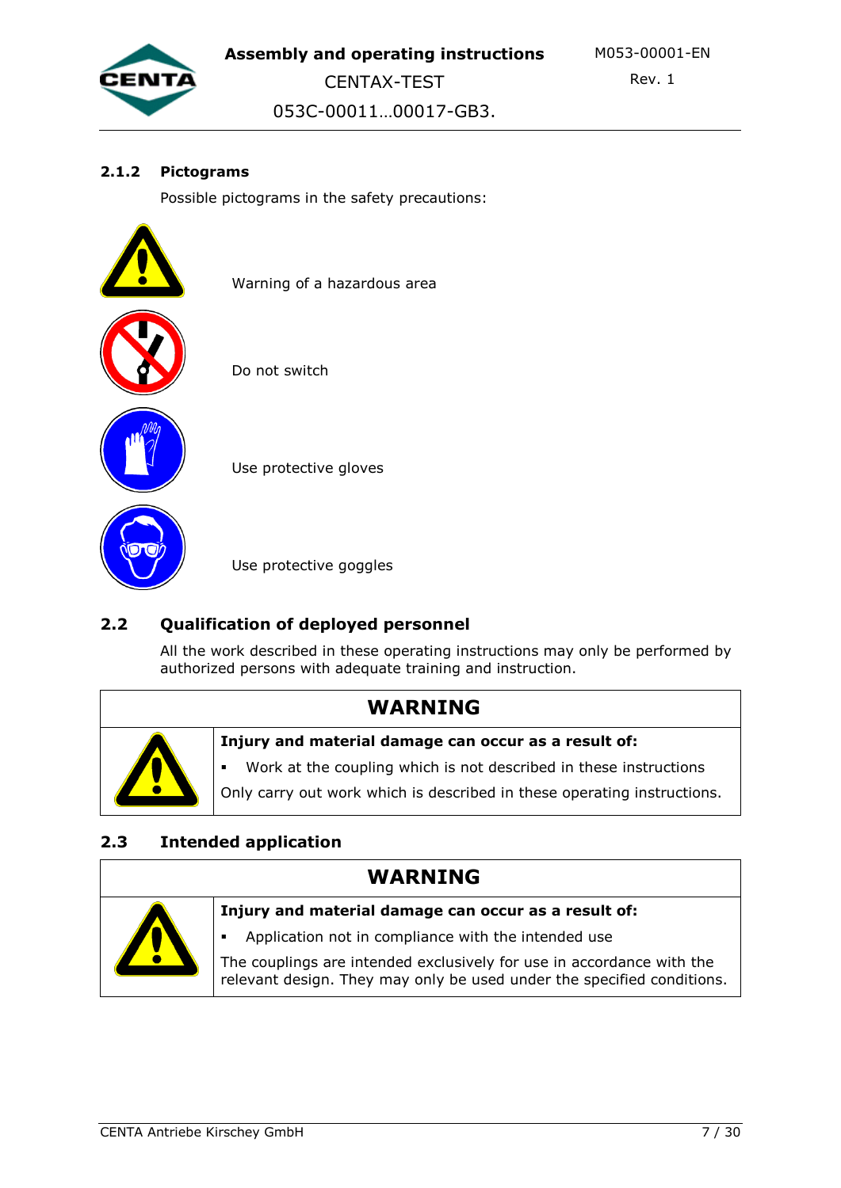### 2.1.2 Pictograms

Possible pictograms in the safety precautions:

Warning of a hazardous area

Do not switch

Use protective gloves

Use protective goggles

## 2.2 Qualification of deployed personnel

All the work described in these operating instructions may only be performed by authorized persons with adequate training and instruction.

| WARNING | |
|---|---|
| | **Injury and material damage can occur as a result of:**<br>▪ Work at the coupling which is not described in these instructions<br>Only carry out work which is described in these operating instructions. |

## 2.3 Intended application

| WARNING | |
|---|---|
| | **Injury and material damage can occur as a result of:**<br>▪ Application not in compliance with the intended use<br>The couplings are intended exclusively for use in accordance with the relevant design. They may only be used under the specified conditions. |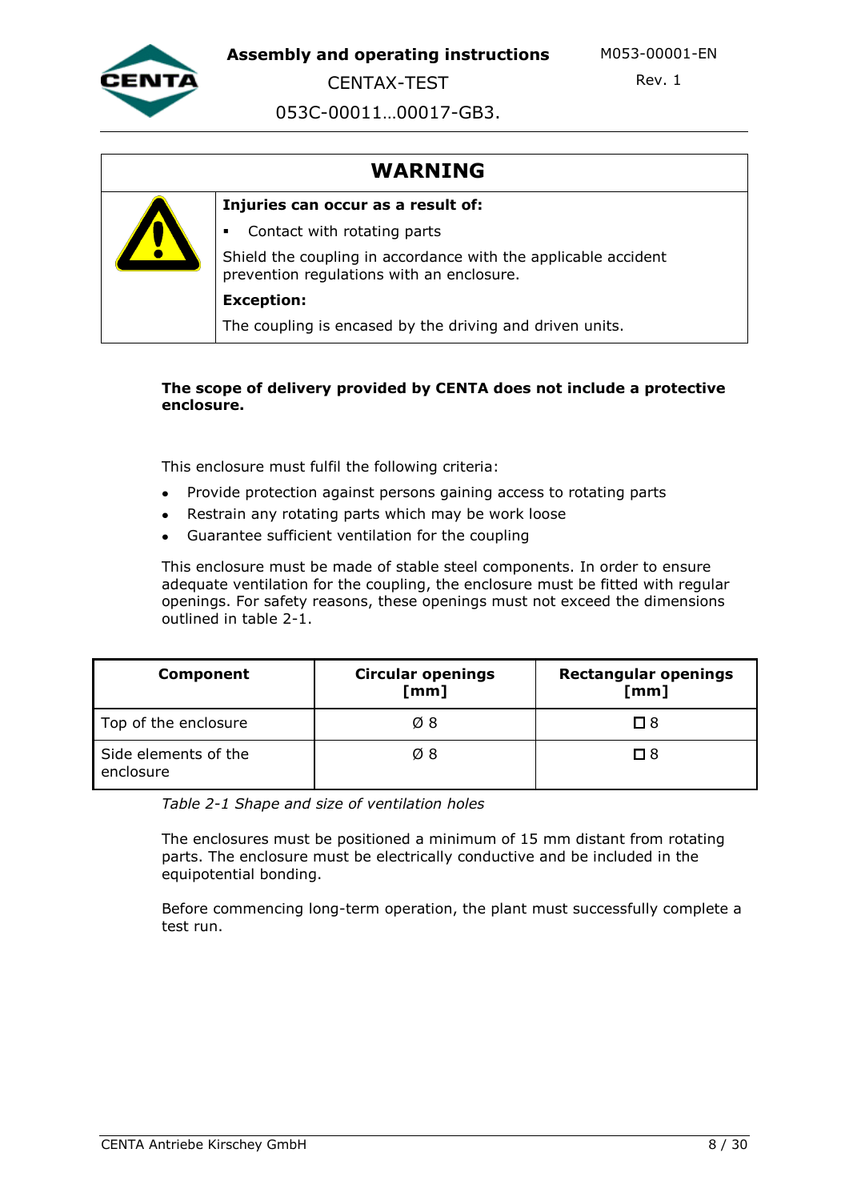| WARNING |
|---|
| **Injuries can occur as a result of:**<br>▪ Contact with rotating parts<br>Shield the coupling in accordance with the applicable accident prevention regulations with an enclosure.<br>**Exception:**<br>The coupling is encased by the driving and driven units. |

**The scope of delivery provided by CENTA does not include a protective enclosure.**

This enclosure must fulfil the following criteria:

- Provide protection against persons gaining access to rotating parts
- Restrain any rotating parts which may be work loose
- Guarantee sufficient ventilation for the coupling

This enclosure must be made of stable steel components. In order to ensure adequate ventilation for the coupling, the enclosure must be fitted with regular openings. For safety reasons, these openings must not exceed the dimensions outlined in table 2-1.

| Component | Circular openings [mm] | Rectangular openings [mm] |
|---|---|---|
| Top of the enclosure | Ø 8 | ☐ 8 |
| Side elements of the enclosure | Ø 8 | ☐ 8 |

*Table 2-1 Shape and size of ventilation holes*

The enclosures must be positioned a minimum of 15 mm distant from rotating parts. The enclosure must be electrically conductive and be included in the equipotential bonding.

Before commencing long-term operation, the plant must successfully complete a test run.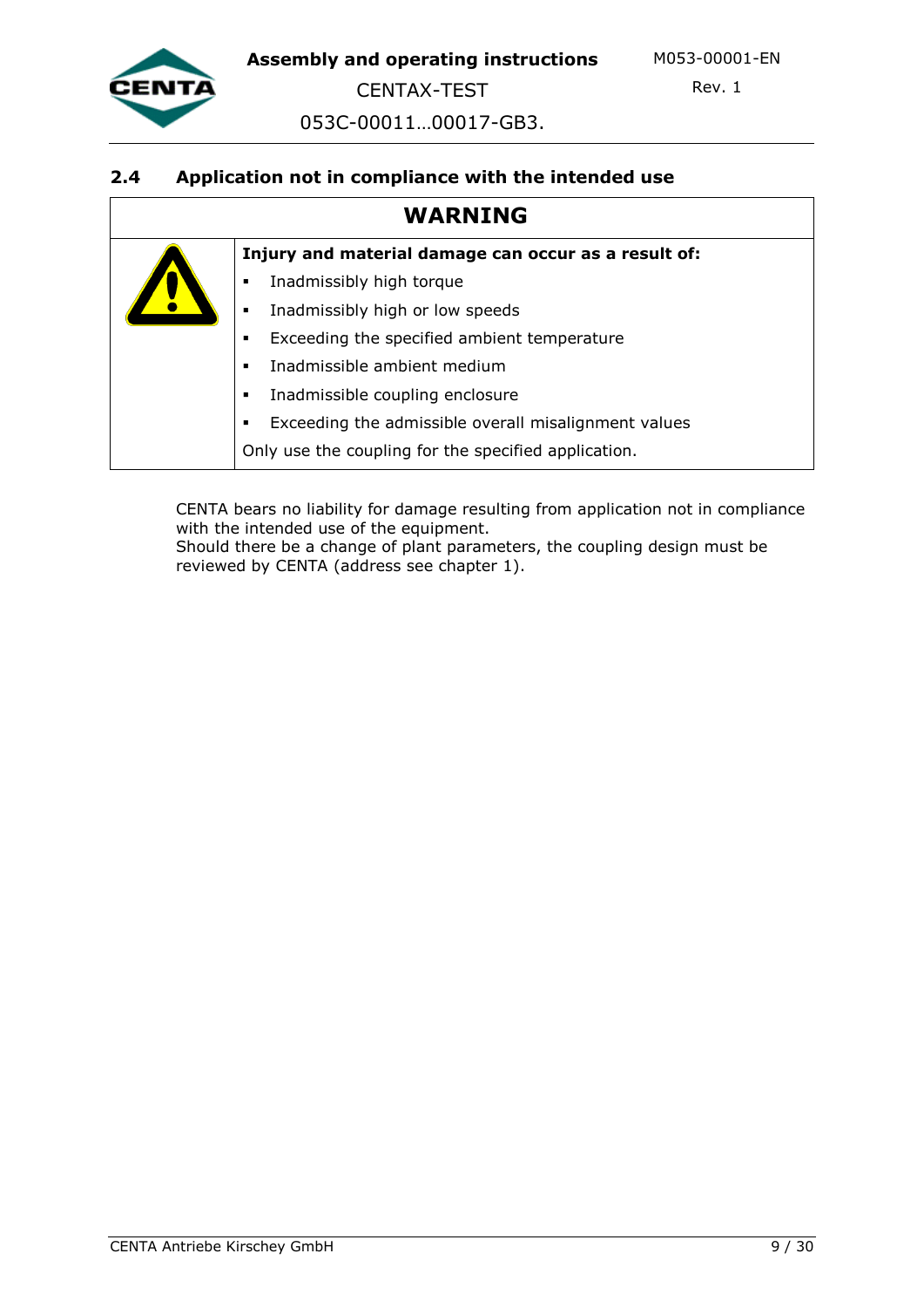## 2.4 Application not in compliance with the intended use

| WARNING | |
|---|---|
| | **Injury and material damage can occur as a result of:**<br>▪ Inadmissibly high torque<br>▪ Inadmissibly high or low speeds<br>▪ Exceeding the specified ambient temperature<br>▪ Inadmissible ambient medium<br>▪ Inadmissible coupling enclosure<br>▪ Exceeding the admissible overall misalignment values<br>Only use the coupling for the specified application. |

CENTA bears no liability for damage resulting from application not in compliance with the intended use of the equipment.
Should there be a change of plant parameters, the coupling design must be reviewed by CENTA (address see chapter 1).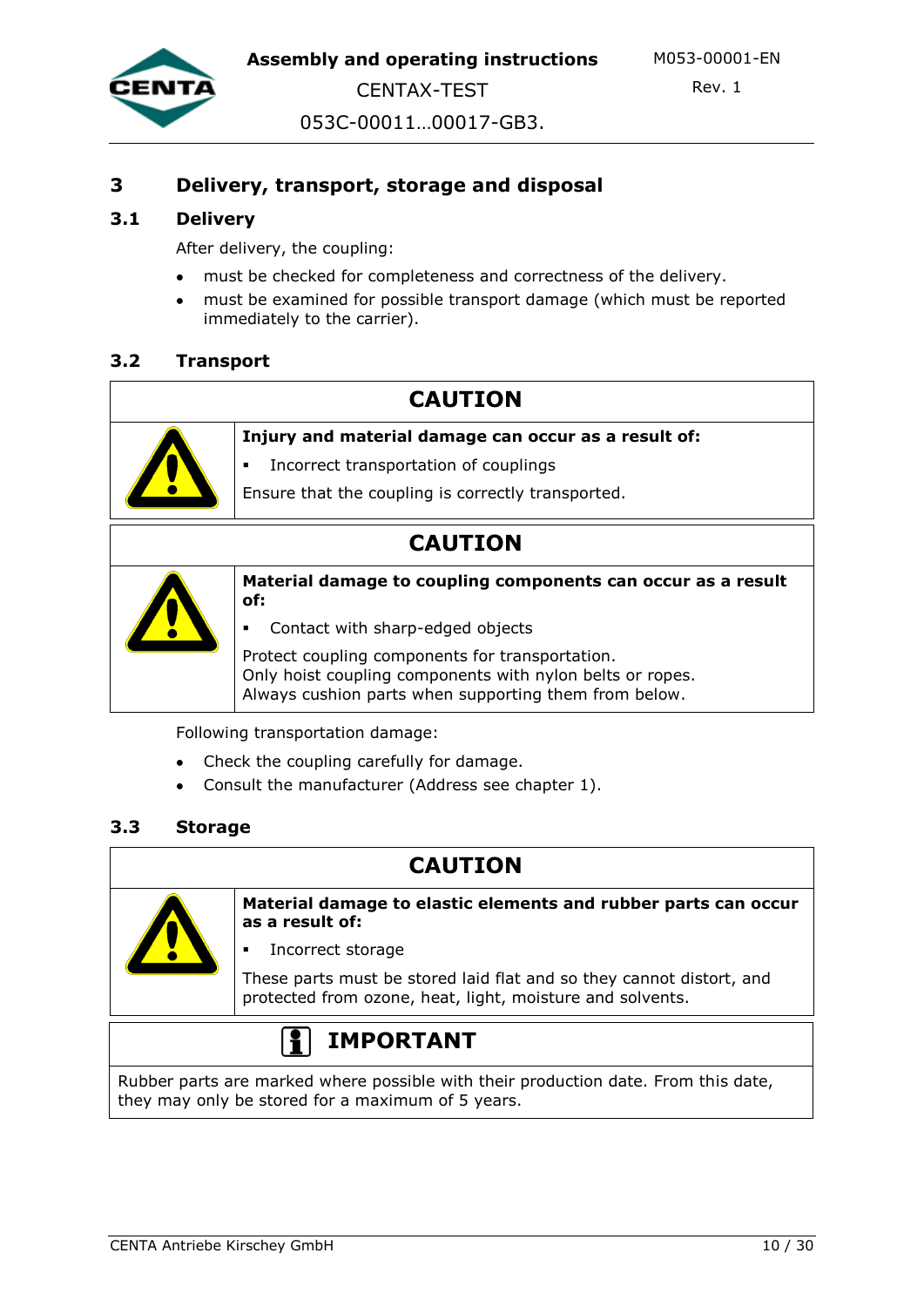# 3 Delivery, transport, storage and disposal

## 3.1 Delivery

After delivery, the coupling:

- must be checked for completeness and correctness of the delivery.
- must be examined for possible transport damage (which must be reported immediately to the carrier).

## 3.2 Transport

**CAUTION**

**Injury and material damage can occur as a result of:**

- Incorrect transportation of couplings

Ensure that the coupling is correctly transported.

**CAUTION**

**Material damage to coupling components can occur as a result of:**

- Contact with sharp-edged objects

Protect coupling components for transportation.
Only hoist coupling components with nylon belts or ropes.
Always cushion parts when supporting them from below.

Following transportation damage:

- Check the coupling carefully for damage.
- Consult the manufacturer (Address see chapter 1).

## 3.3 Storage

**CAUTION**

**Material damage to elastic elements and rubber parts can occur as a result of:**

- Incorrect storage

These parts must be stored laid flat and so they cannot distort, and protected from ozone, heat, light, moisture and solvents.

**IMPORTANT**

Rubber parts are marked where possible with their production date. From this date, they may only be stored for a maximum of 5 years.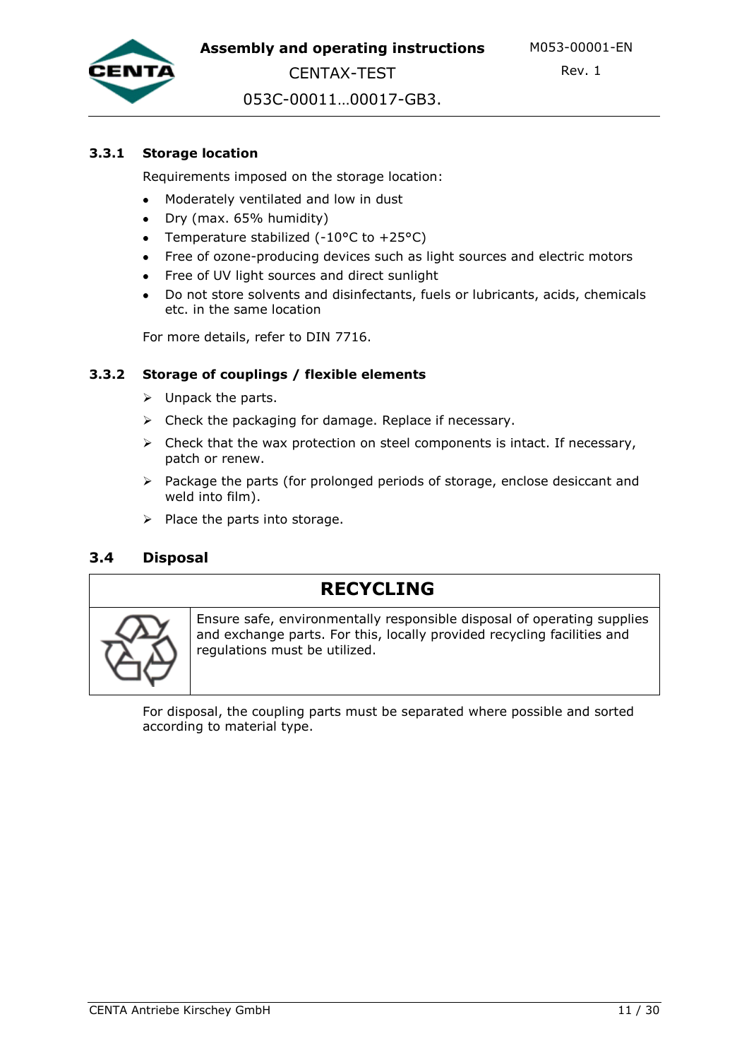### 3.3.1 Storage location

Requirements imposed on the storage location:

- Moderately ventilated and low in dust
- Dry (max. 65% humidity)
- Temperature stabilized (-10°C to +25°C)
- Free of ozone-producing devices such as light sources and electric motors
- Free of UV light sources and direct sunlight
- Do not store solvents and disinfectants, fuels or lubricants, acids, chemicals etc. in the same location

For more details, refer to DIN 7716.

### 3.3.2 Storage of couplings / flexible elements

- Unpack the parts.
- Check the packaging for damage. Replace if necessary.
- Check that the wax protection on steel components is intact. If necessary, patch or renew.
- Package the parts (for prolonged periods of storage, enclose desiccant and weld into film).
- Place the parts into storage.

## 3.4 Disposal

| RECYCLING | |
|---|---|
| | Ensure safe, environmentally responsible disposal of operating supplies and exchange parts. For this, locally provided recycling facilities and regulations must be utilized. |

For disposal, the coupling parts must be separated where possible and sorted according to material type.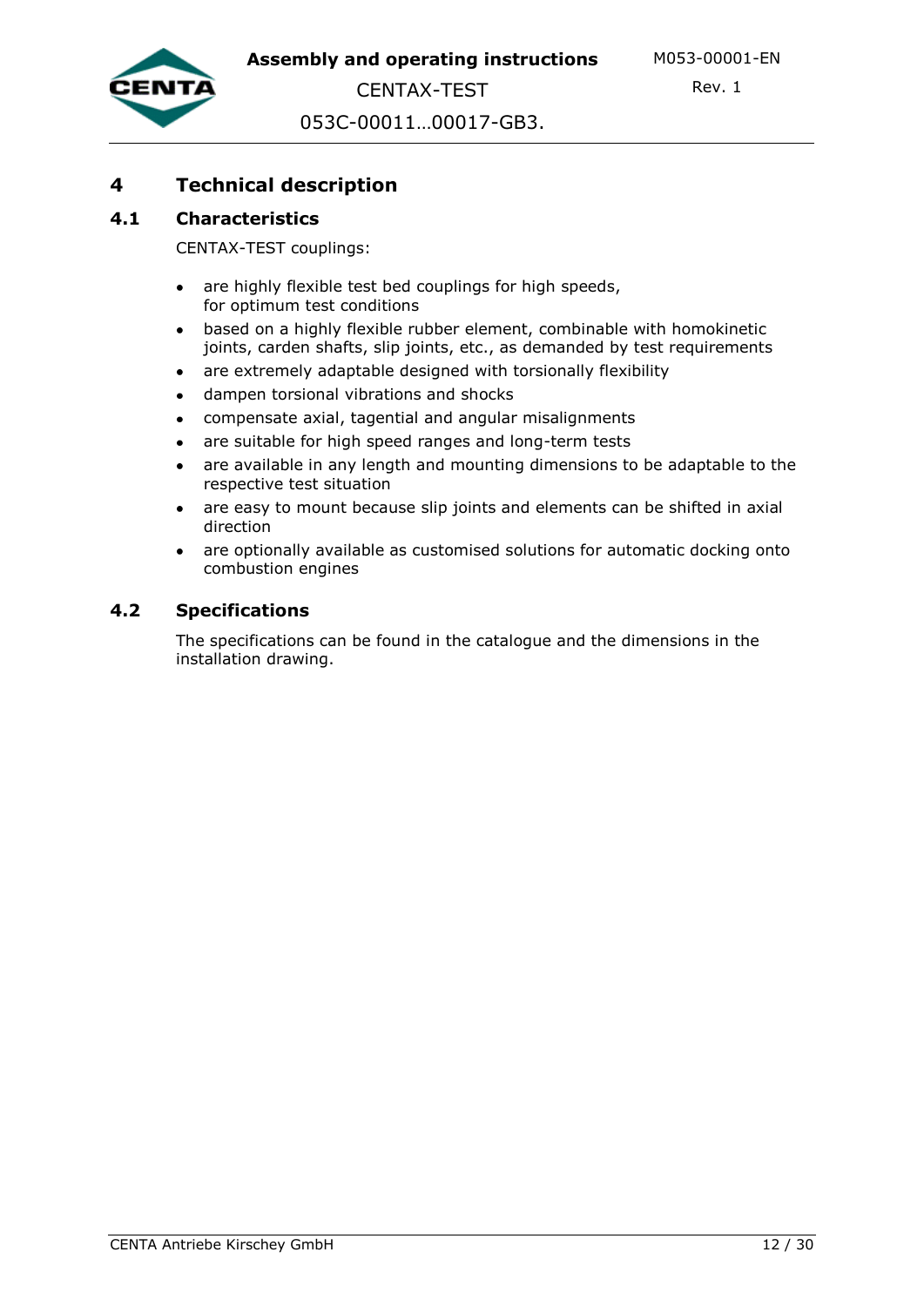# 4 Technical description

## 4.1 Characteristics

CENTAX-TEST couplings:

- are highly flexible test bed couplings for high speeds, for optimum test conditions
- based on a highly flexible rubber element, combinable with homokinetic joints, carden shafts, slip joints, etc., as demanded by test requirements
- are extremely adaptable designed with torsionally flexibility
- dampen torsional vibrations and shocks
- compensate axial, tagential and angular misalignments
- are suitable for high speed ranges and long-term tests
- are available in any length and mounting dimensions to be adaptable to the respective test situation
- are easy to mount because slip joints and elements can be shifted in axial direction
- are optionally available as customised solutions for automatic docking onto combustion engines

## 4.2 Specifications

The specifications can be found in the catalogue and the dimensions in the installation drawing.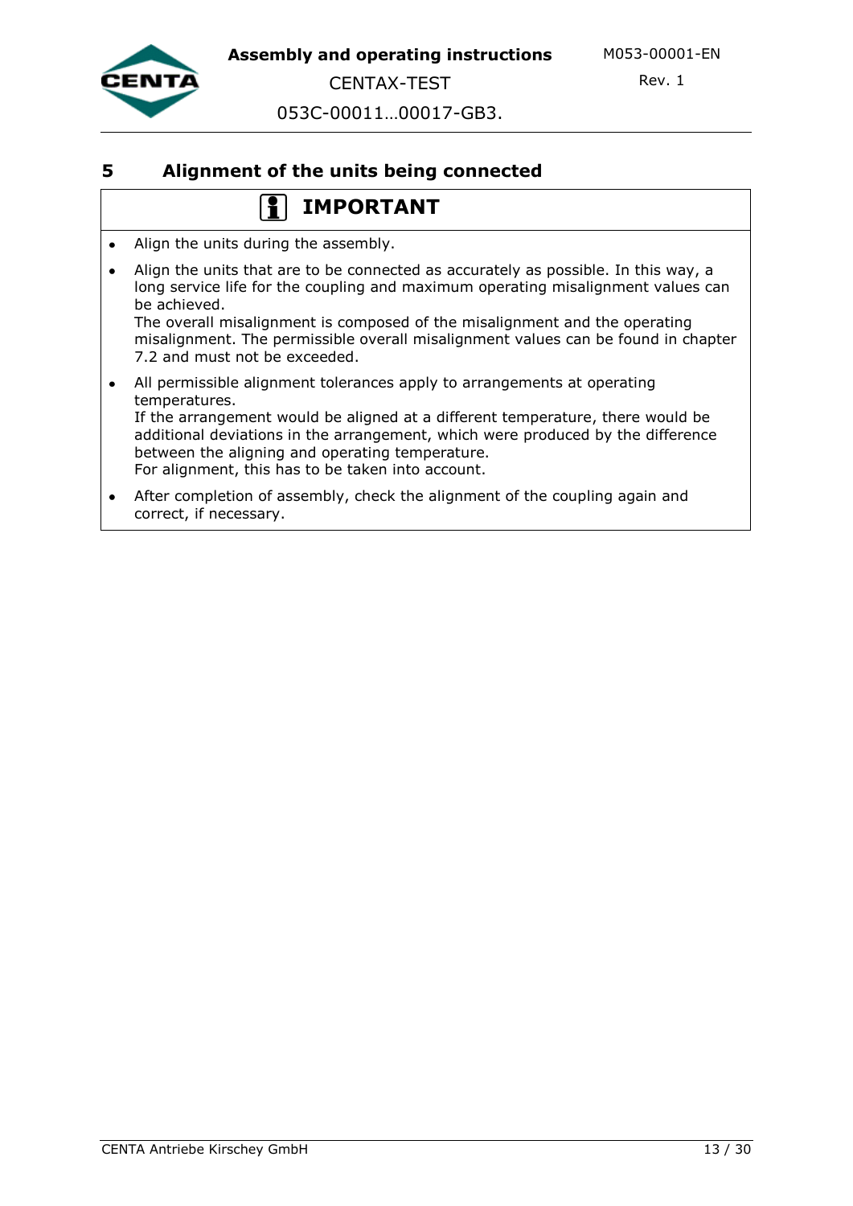## 5 Alignment of the units being connected

**IMPORTANT**

- Align the units during the assembly.
- Align the units that are to be connected as accurately as possible. In this way, a long service life for the coupling and maximum operating misalignment values can be achieved.
  The overall misalignment is composed of the misalignment and the operating misalignment. The permissible overall misalignment values can be found in chapter 7.2 and must not be exceeded.
- All permissible alignment tolerances apply to arrangements at operating temperatures.
  If the arrangement would be aligned at a different temperature, there would be additional deviations in the arrangement, which were produced by the difference between the aligning and operating temperature.
  For alignment, this has to be taken into account.
- After completion of assembly, check the alignment of the coupling again and correct, if necessary.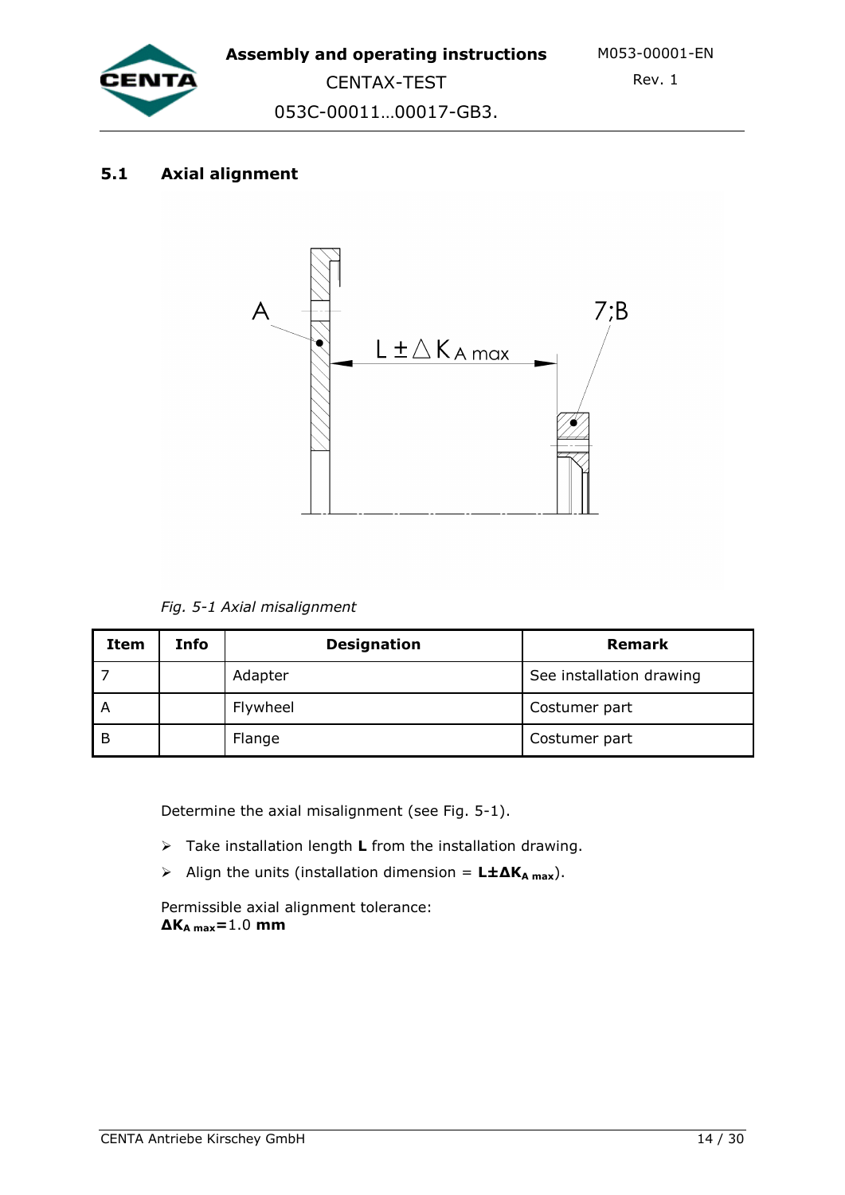## 5.1 Axial alignment

*Fig. 5-1 Axial misalignment*

| Item | Info | Designation | Remark |
|---|---|---|---|
| 7 | | Adapter | See installation drawing |
| A | | Flywheel | Costumer part |
| B | | Flange | Costumer part |

Determine the axial misalignment (see Fig. 5-1).

- Take installation length **L** from the installation drawing.
- Align the units (installation dimension = $\mathbf{L \pm \Delta K_{A\,max}}$).

Permissible axial alignment tolerance:
$\mathbf{\Delta K_{A\,max}}$**=**1.0 **mm**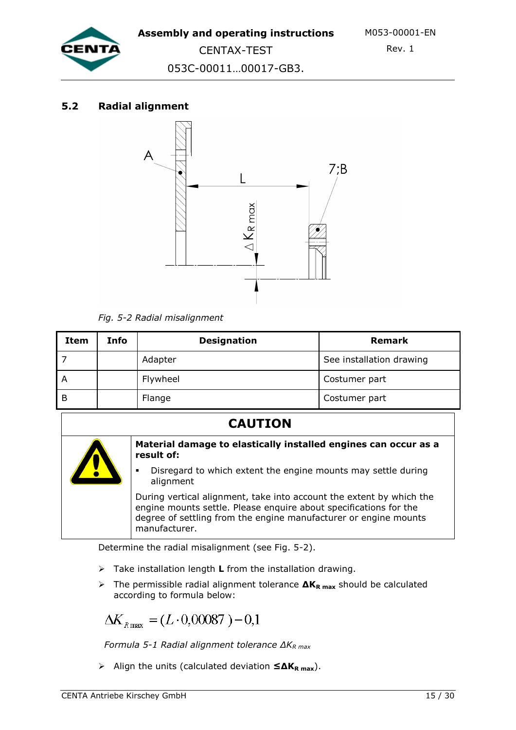## 5.2 Radial alignment

*Fig. 5-2 Radial misalignment*

| Item | Info | Designation | Remark |
|---|---|---|---|
| 7 | | Adapter | See installation drawing |
| A | | Flywheel | Costumer part |
| B | | Flange | Costumer part |

**CAUTION**

**Material damage to elastically installed engines can occur as a result of:**

- Disregard to which extent the engine mounts may settle during alignment

During vertical alignment, take into account the extent by which the engine mounts settle. Please enquire about specifications for the degree of settling from the engine manufacturer or engine mounts manufacturer.

Determine the radial misalignment (see Fig. 5-2).

- Take installation length **L** from the installation drawing.
- The permissible radial alignment tolerance $\Delta K_{R\,max}$ should be calculated according to formula below:

$$\Delta K_{R\,max} = (L \cdot 0{,}00087) - 0{,}1$$

*Formula 5-1 Radial alignment tolerance $\Delta K_{R\,max}$*

- Align the units (calculated deviation $\leq \Delta K_{R\,max}$).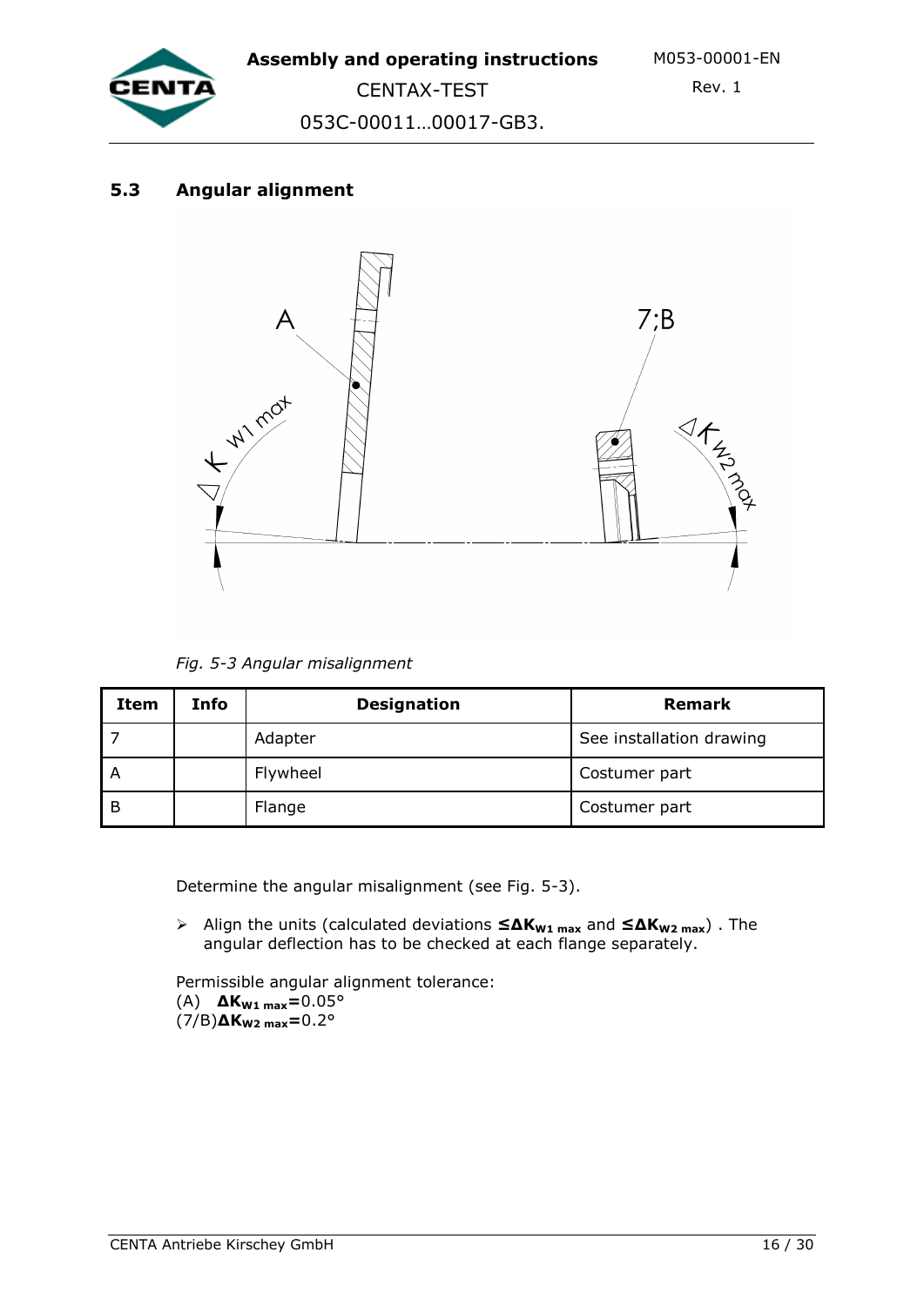## 5.3 Angular alignment

*Fig. 5-3 Angular misalignment*

| Item | Info | Designation | Remark |
|---|---|---|---|
| 7 | | Adapter | See installation drawing |
| A | | Flywheel | Costumer part |
| B | | Flange | Costumer part |

Determine the angular misalignment (see Fig. 5-3).

- Align the units (calculated deviations **$\leq\Delta K_{W1\ max}$** and **$\leq\Delta K_{W2\ max}$**) . The angular deflection has to be checked at each flange separately.

Permissible angular alignment tolerance:
(A) **$\Delta K_{W1\ max}$**=0.05°
(7/B)**$\Delta K_{W2\ max}$**=0.2°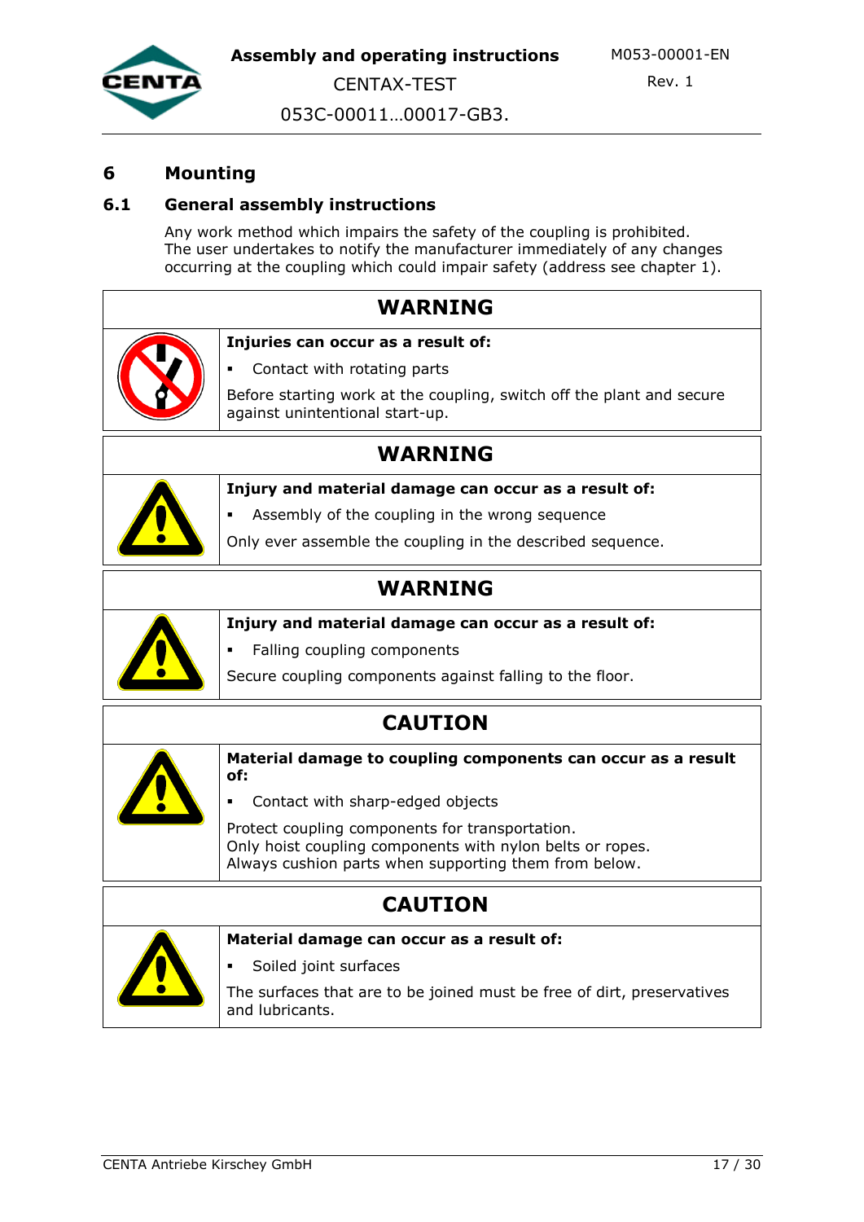# 6 Mounting

## 6.1 General assembly instructions

Any work method which impairs the safety of the coupling is prohibited.
The user undertakes to notify the manufacturer immediately of any changes occurring at the coupling which could impair safety (address see chapter 1).

| WARNING |
|---|
| **Injuries can occur as a result of:**<br>▪ Contact with rotating parts<br>Before starting work at the coupling, switch off the plant and secure against unintentional start-up. |

| WARNING |
|---|
| **Injury and material damage can occur as a result of:**<br>▪ Assembly of the coupling in the wrong sequence<br>Only ever assemble the coupling in the described sequence. |

| WARNING |
|---|
| **Injury and material damage can occur as a result of:**<br>▪ Falling coupling components<br>Secure coupling components against falling to the floor. |

| CAUTION |
|---|
| **Material damage to coupling components can occur as a result of:**<br>▪ Contact with sharp-edged objects<br>Protect coupling components for transportation.<br>Only hoist coupling components with nylon belts or ropes.<br>Always cushion parts when supporting them from below. |

| CAUTION |
|---|
| **Material damage can occur as a result of:**<br>▪ Soiled joint surfaces<br>The surfaces that are to be joined must be free of dirt, preservatives and lubricants. |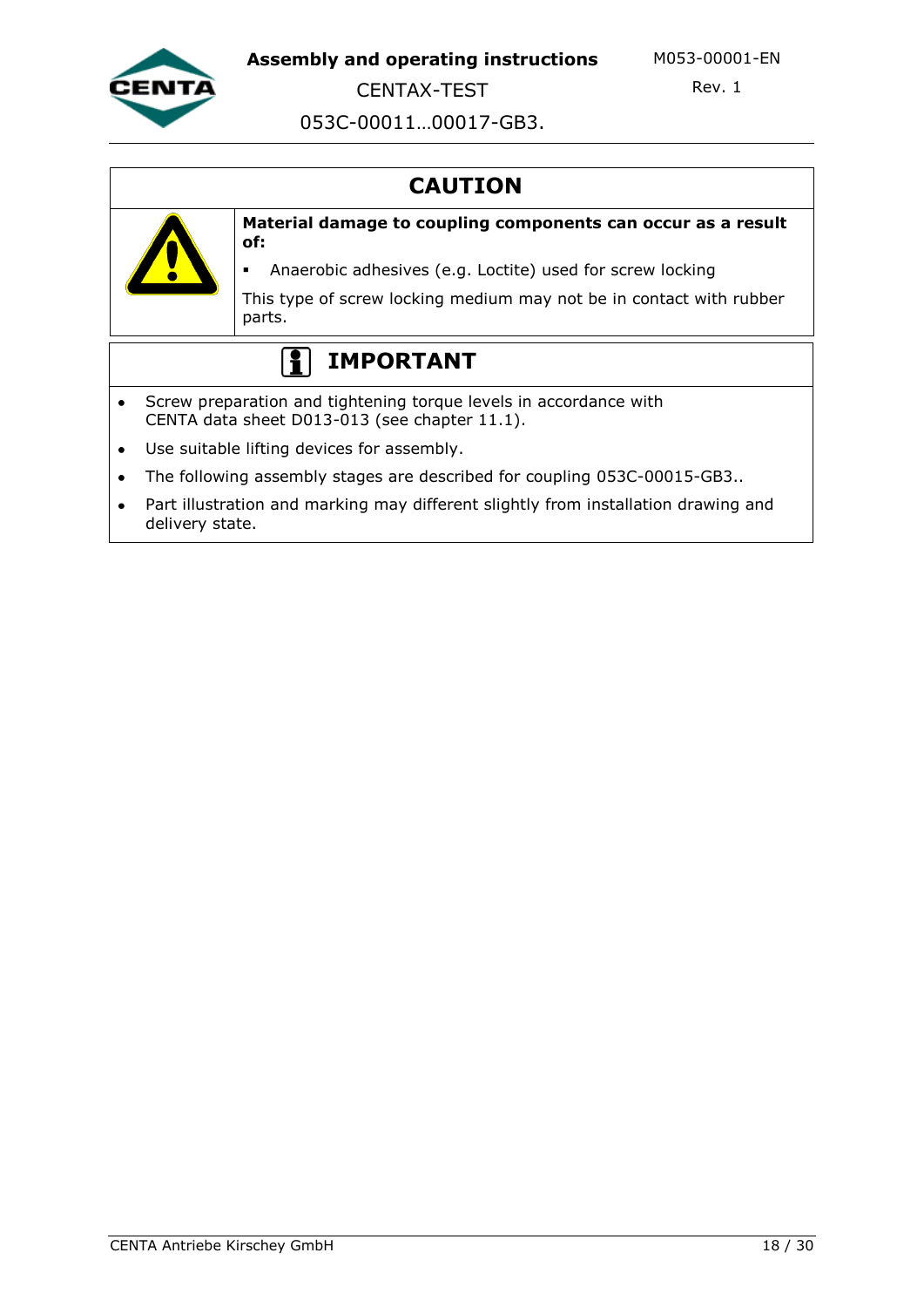## CAUTION

**Material damage to coupling components can occur as a result of:**

- Anaerobic adhesives (e.g. Loctite) used for screw locking

This type of screw locking medium may not be in contact with rubber parts.

## IMPORTANT

- Screw preparation and tightening torque levels in accordance with CENTA data sheet D013-013 (see chapter 11.1).
- Use suitable lifting devices for assembly.
- The following assembly stages are described for coupling 053C-00015-GB3..
- Part illustration and marking may different slightly from installation drawing and delivery state.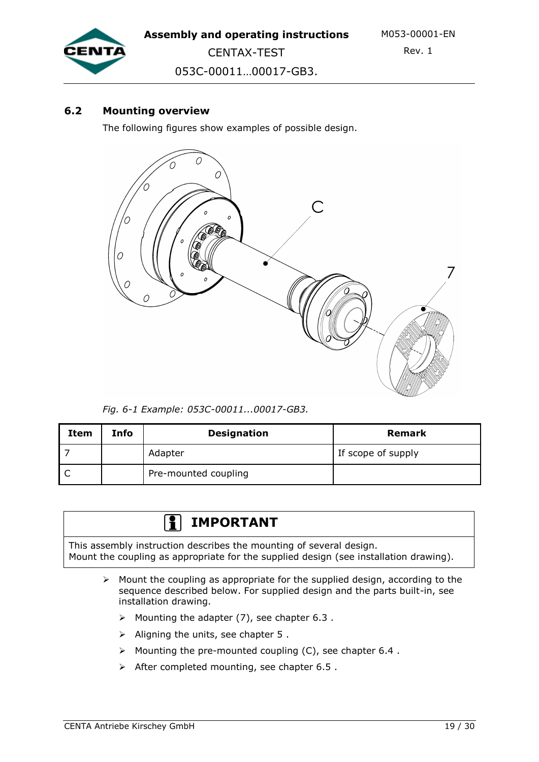## 6.2 Mounting overview

The following figures show examples of possible design.

*Fig. 6-1 Example: 053C-00011...00017-GB3.*

| Item | Info | Designation | Remark |
|---|---|---|---|
| 7 | | Adapter | If scope of supply |
| C | | Pre-mounted coupling | |

**IMPORTANT**

This assembly instruction describes the mounting of several design.
Mount the coupling as appropriate for the supplied design (see installation drawing).

- Mount the coupling as appropriate for the supplied design, according to the sequence described below. For supplied design and the parts built-in, see installation drawing.
  - Mounting the adapter (7), see chapter 6.3 .
  - Aligning the units, see chapter 5 .
  - Mounting the pre-mounted coupling (C), see chapter 6.4 .
  - After completed mounting, see chapter 6.5 .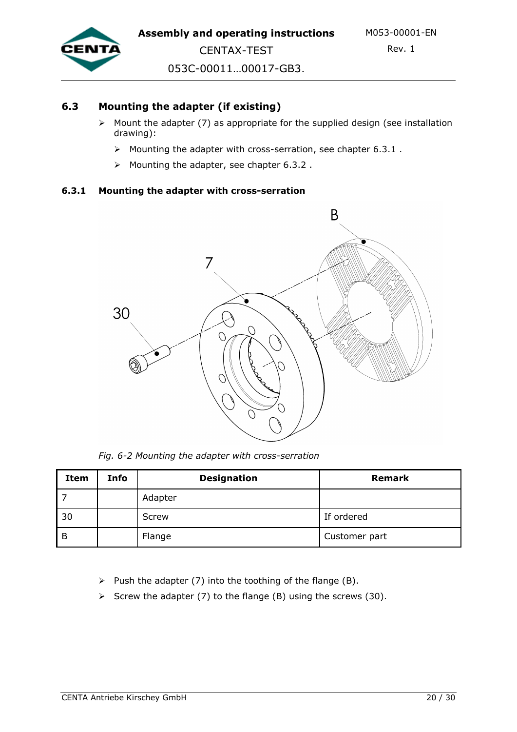## 6.3 Mounting the adapter (if existing)

- Mount the adapter (7) as appropriate for the supplied design (see installation drawing):
  - Mounting the adapter with cross-serration, see chapter 6.3.1 .
  - Mounting the adapter, see chapter 6.3.2 .

### 6.3.1 Mounting the adapter with cross-serration

*Fig. 6-2 Mounting the adapter with cross-serration*

| Item | Info | Designation | Remark |
|---|---|---|---|
| 7 | | Adapter | |
| 30 | | Screw | If ordered |
| B | | Flange | Customer part |

- Push the adapter (7) into the toothing of the flange (B).
- Screw the adapter (7) to the flange (B) using the screws (30).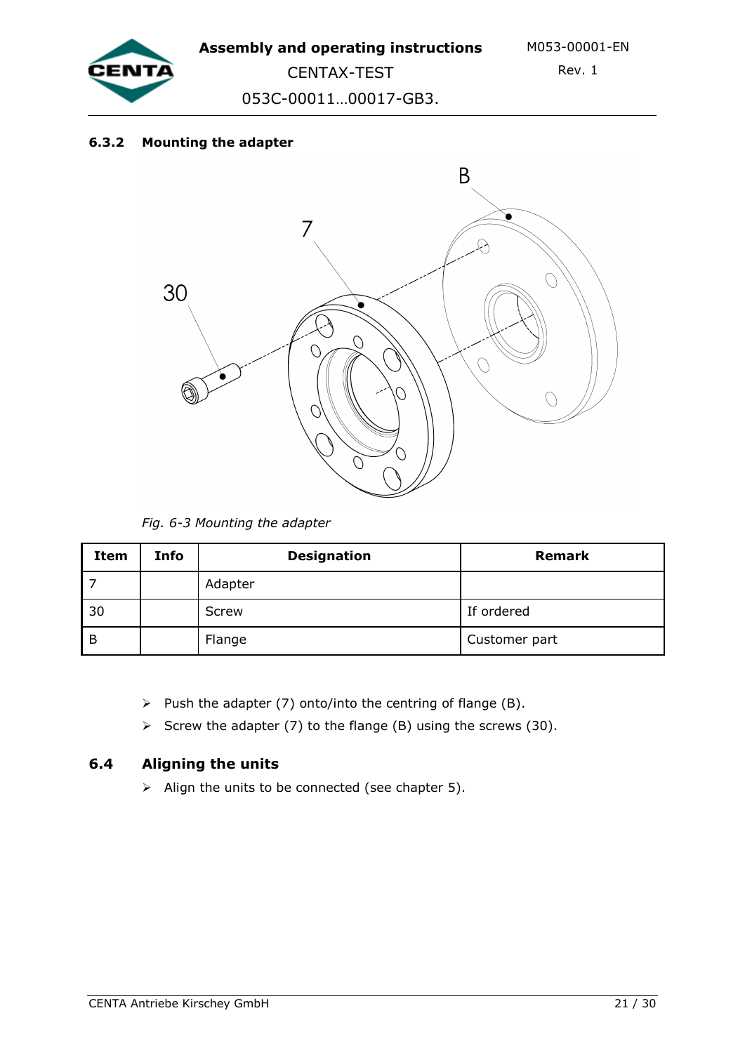### 6.3.2 Mounting the adapter

*Fig. 6-3 Mounting the adapter*

| Item | Info | Designation | Remark |
|---|---|---|---|
| 7 | | Adapter | |
| 30 | | Screw | If ordered |
| B | | Flange | Customer part |

- Push the adapter (7) onto/into the centring of flange (B).
- Screw the adapter (7) to the flange (B) using the screws (30).

## 6.4 Aligning the units

- Align the units to be connected (see chapter 5).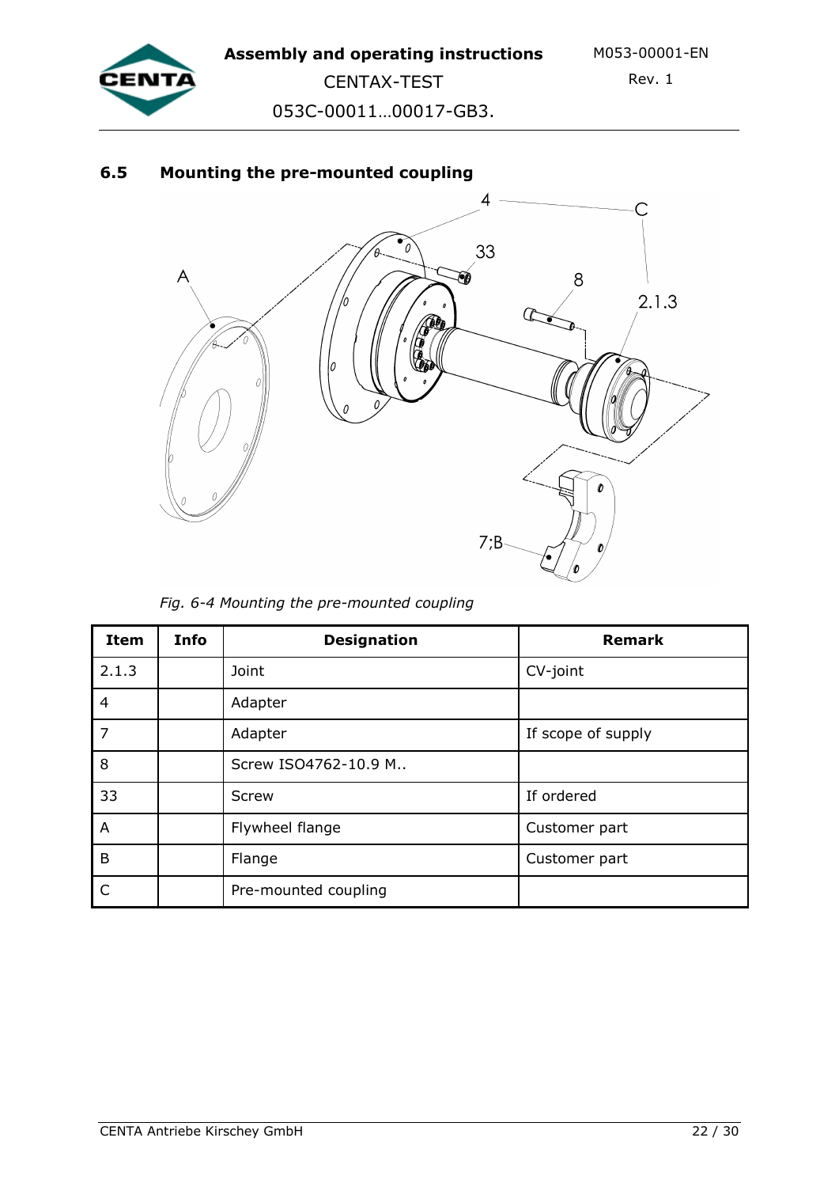## 6.5 Mounting the pre-mounted coupling

*Fig. 6-4 Mounting the pre-mounted coupling*

| Item | Info | Designation | Remark |
|---|---|---|---|
| 2.1.3 | | Joint | CV-joint |
| 4 | | Adapter | |
| 7 | | Adapter | If scope of supply |
| 8 | | Screw ISO4762-10.9 M.. | |
| 33 | | Screw | If ordered |
| A | | Flywheel flange | Customer part |
| B | | Flange | Customer part |
| C | | Pre-mounted coupling | |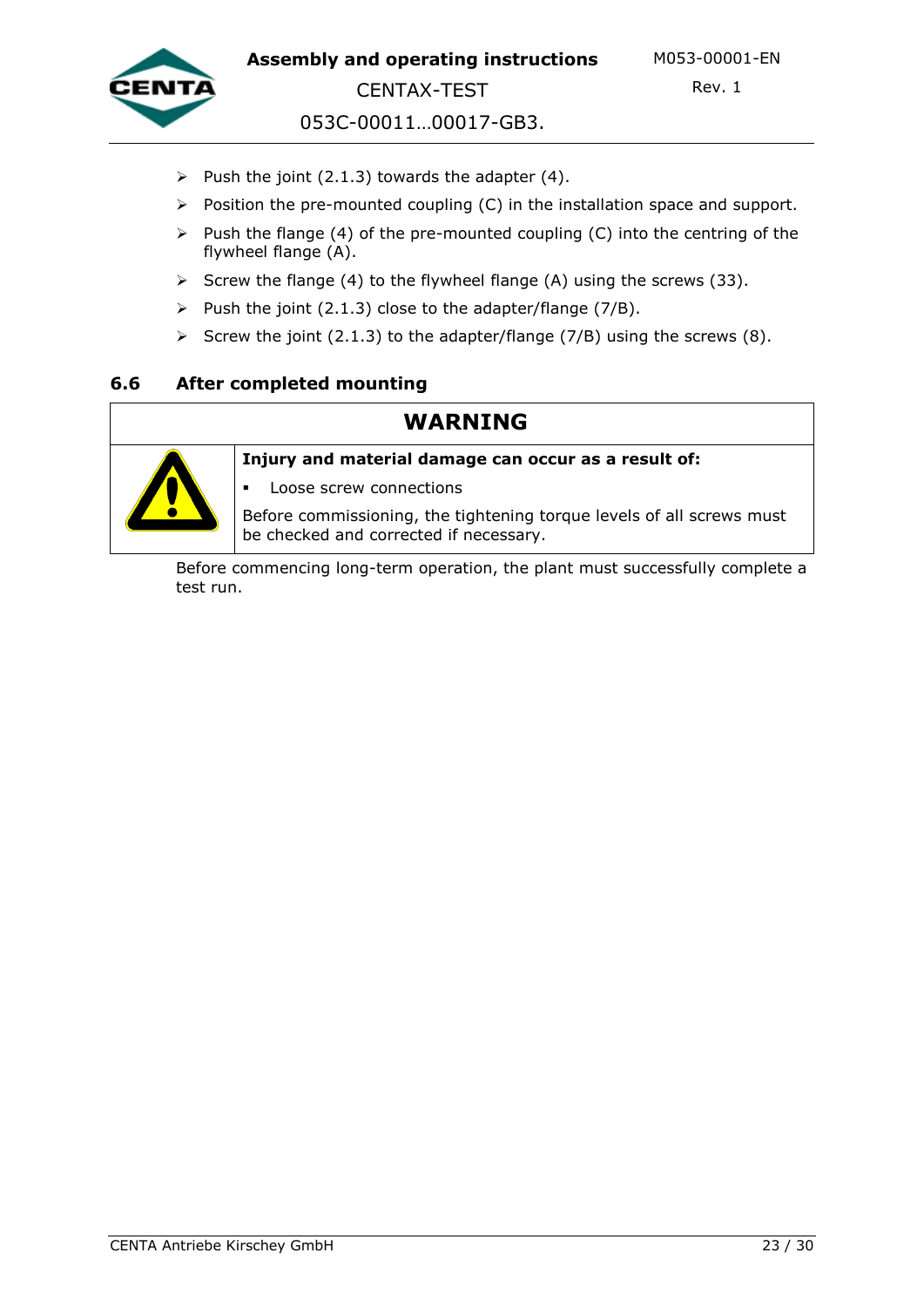- Push the joint (2.1.3) towards the adapter (4).
- Position the pre-mounted coupling (C) in the installation space and support.
- Push the flange (4) of the pre-mounted coupling (C) into the centring of the flywheel flange (A).
- Screw the flange (4) to the flywheel flange (A) using the screws (33).
- Push the joint (2.1.3) close to the adapter/flange (7/B).
- Screw the joint (2.1.3) to the adapter/flange (7/B) using the screws (8).

## 6.6 After completed mounting

| WARNING | |
|---|---|
| ⚠ | **Injury and material damage can occur as a result of:** <br> ▪ Loose screw connections <br> Before commissioning, the tightening torque levels of all screws must be checked and corrected if necessary. |

Before commencing long-term operation, the plant must successfully complete a test run.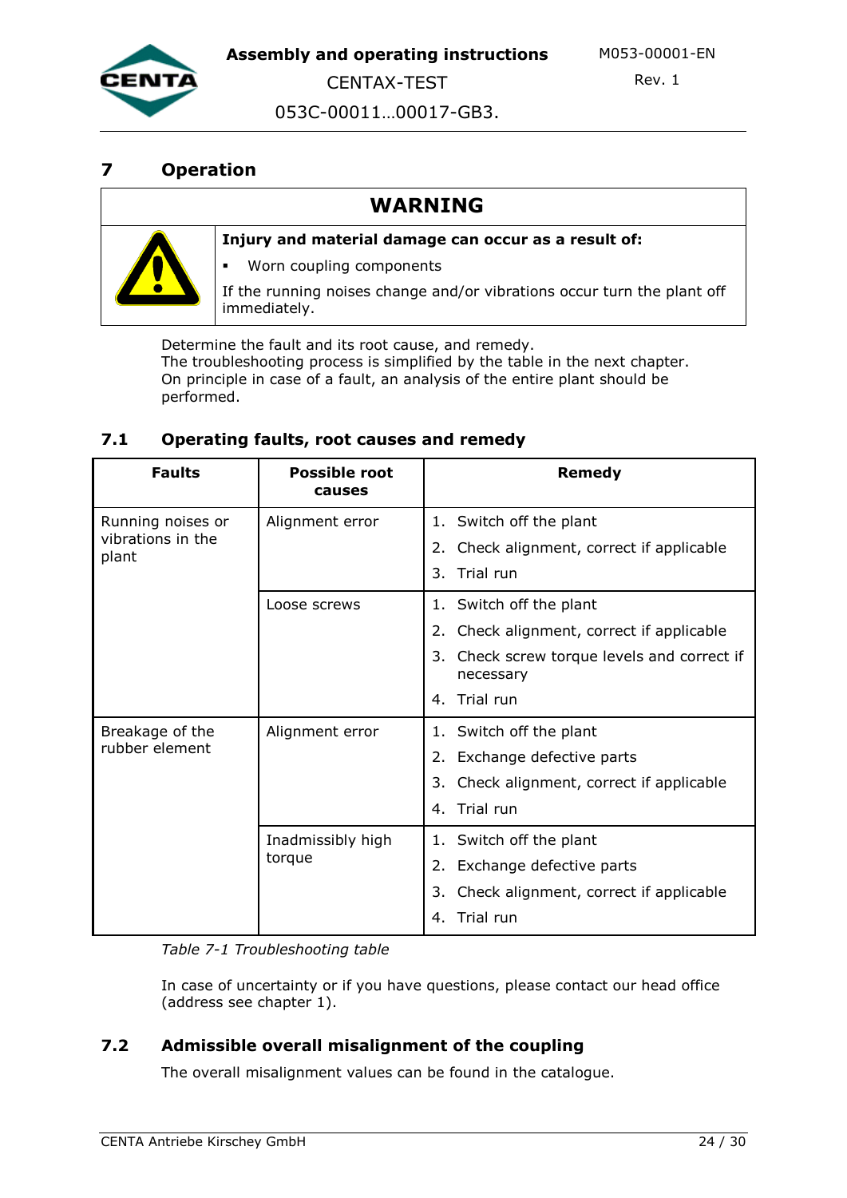## 7 Operation

| WARNING | |
|---|---|
| | **Injury and material damage can occur as a result of:**<br>▪ Worn coupling components<br>If the running noises change and/or vibrations occur turn the plant off immediately. |

Determine the fault and its root cause, and remedy.
The troubleshooting process is simplified by the table in the next chapter.
On principle in case of a fault, an analysis of the entire plant should be performed.

### 7.1 Operating faults, root causes and remedy

| Faults | Possible root causes | Remedy |
|---|---|---|
| Running noises or vibrations in the plant | Alignment error | 1. Switch off the plant<br>2. Check alignment, correct if applicable<br>3. Trial run |
| | Loose screws | 1. Switch off the plant<br>2. Check alignment, correct if applicable<br>3. Check screw torque levels and correct if necessary<br>4. Trial run |
| Breakage of the rubber element | Alignment error | 1. Switch off the plant<br>2. Exchange defective parts<br>3. Check alignment, correct if applicable<br>4. Trial run |
| | Inadmissibly high torque | 1. Switch off the plant<br>2. Exchange defective parts<br>3. Check alignment, correct if applicable<br>4. Trial run |

*Table 7-1 Troubleshooting table*

In case of uncertainty or if you have questions, please contact our head office (address see chapter 1).

### 7.2 Admissible overall misalignment of the coupling

The overall misalignment values can be found in the catalogue.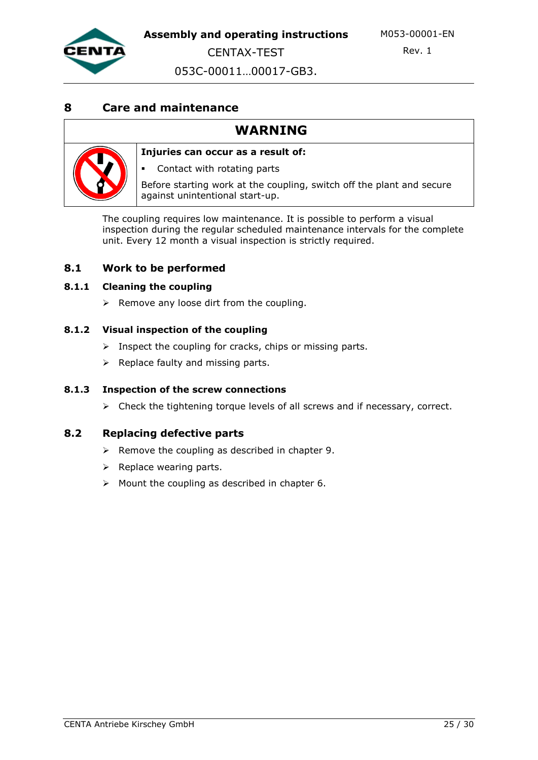# 8 Care and maintenance

| WARNING | |
|---|---|
| | **Injuries can occur as a result of:**<br>▪ Contact with rotating parts<br>Before starting work at the coupling, switch off the plant and secure against unintentional start-up. |

The coupling requires low maintenance. It is possible to perform a visual inspection during the regular scheduled maintenance intervals for the complete unit. Every 12 month a visual inspection is strictly required.

## 8.1 Work to be performed

### 8.1.1 Cleaning the coupling

- Remove any loose dirt from the coupling.

### 8.1.2 Visual inspection of the coupling

- Inspect the coupling for cracks, chips or missing parts.
- Replace faulty and missing parts.

### 8.1.3 Inspection of the screw connections

- Check the tightening torque levels of all screws and if necessary, correct.

## 8.2 Replacing defective parts

- Remove the coupling as described in chapter 9.
- Replace wearing parts.
- Mount the coupling as described in chapter 6.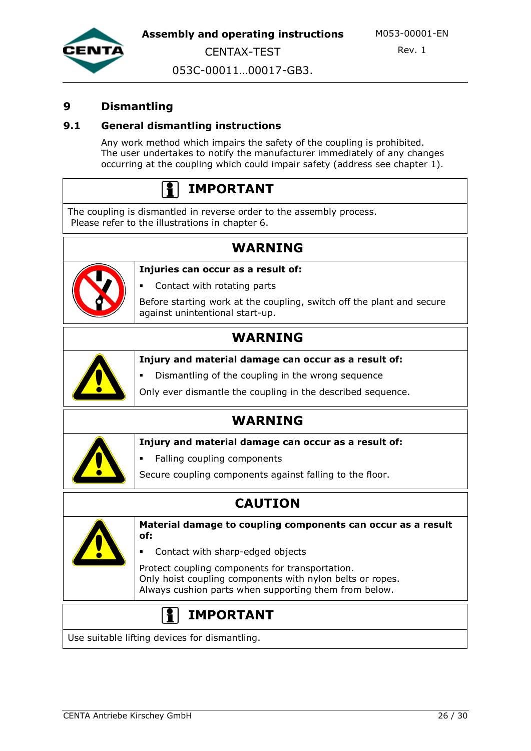# 9 Dismantling

## 9.1 General dismantling instructions

Any work method which impairs the safety of the coupling is prohibited.
The user undertakes to notify the manufacturer immediately of any changes occurring at the coupling which could impair safety (address see chapter 1).

| IMPORTANT |
|---|
| The coupling is dismantled in reverse order to the assembly process.<br>Please refer to the illustrations in chapter 6. |

| WARNING | |
|---|---|
| | **Injuries can occur as a result of:**<br>▪ Contact with rotating parts<br>Before starting work at the coupling, switch off the plant and secure against unintentional start-up. |

| WARNING | |
|---|---|
| | **Injury and material damage can occur as a result of:**<br>▪ Dismantling of the coupling in the wrong sequence<br>Only ever dismantle the coupling in the described sequence. |

| WARNING | |
|---|---|
| | **Injury and material damage can occur as a result of:**<br>▪ Falling coupling components<br>Secure coupling components against falling to the floor. |

| CAUTION | |
|---|---|
| | **Material damage to coupling components can occur as a result of:**<br>▪ Contact with sharp-edged objects<br>Protect coupling components for transportation.<br>Only hoist coupling components with nylon belts or ropes.<br>Always cushion parts when supporting them from below. |

| IMPORTANT |
|---|
| Use suitable lifting devices for dismantling. |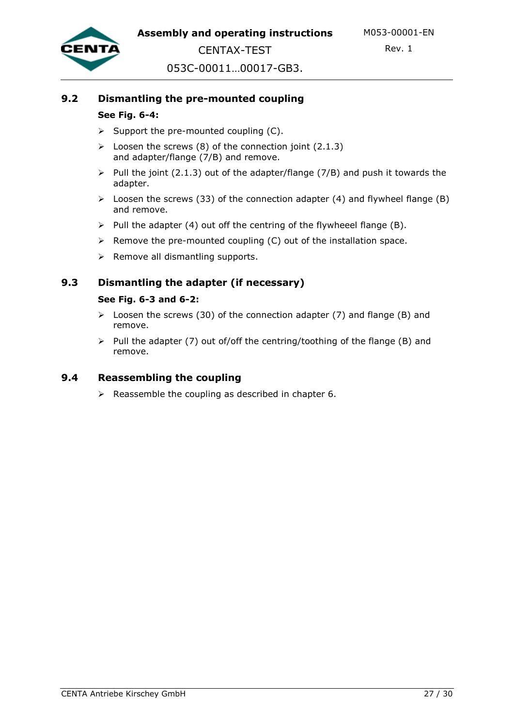## 9.2 Dismantling the pre-mounted coupling

**See Fig. 6-4:**

- Support the pre-mounted coupling (C).
- Loosen the screws (8) of the connection joint (2.1.3) and adapter/flange (7/B) and remove.
- Pull the joint (2.1.3) out of the adapter/flange (7/B) and push it towards the adapter.
- Loosen the screws (33) of the connection adapter (4) and flywheel flange (B) and remove.
- Pull the adapter (4) out off the centring of the flywheeel flange (B).
- Remove the pre-mounted coupling (C) out of the installation space.
- Remove all dismantling supports.

## 9.3 Dismantling the adapter (if necessary)

**See Fig. 6-3 and 6-2:**

- Loosen the screws (30) of the connection adapter (7) and flange (B) and remove.
- Pull the adapter (7) out of/off the centring/toothing of the flange (B) and remove.

## 9.4 Reassembling the coupling

- Reassemble the coupling as described in chapter 6.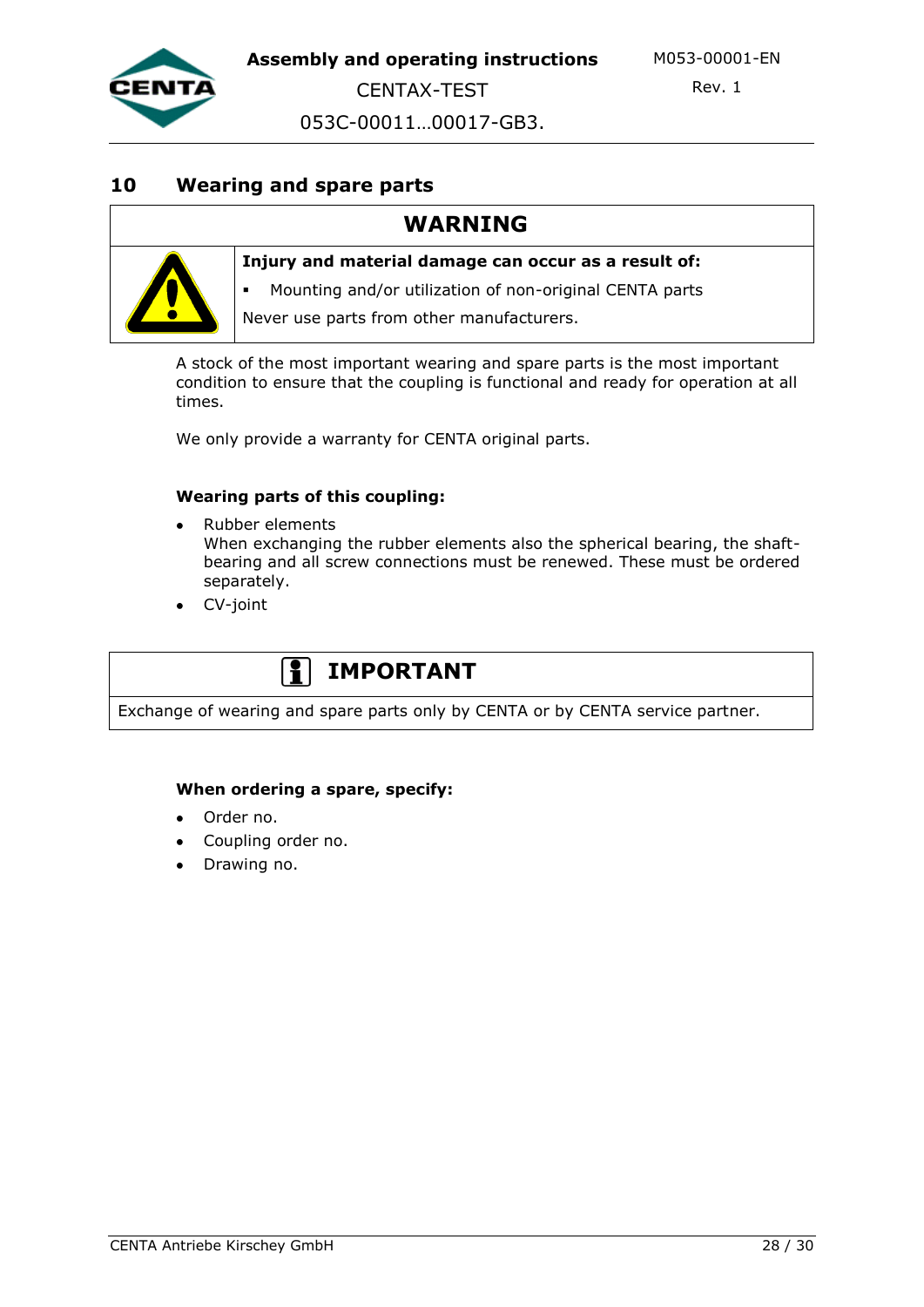## 10 Wearing and spare parts

| WARNING | |
|---|---|
| | **Injury and material damage can occur as a result of:**<br>▪ Mounting and/or utilization of non-original CENTA parts<br>Never use parts from other manufacturers. |

A stock of the most important wearing and spare parts is the most important condition to ensure that the coupling is functional and ready for operation at all times.

We only provide a warranty for CENTA original parts.

**Wearing parts of this coupling:**

- Rubber elements
  When exchanging the rubber elements also the spherical bearing, the shaft-bearing and all screw connections must be renewed. These must be ordered separately.
- CV-joint

| IMPORTANT |
|---|
| Exchange of wearing and spare parts only by CENTA or by CENTA service partner. |

**When ordering a spare, specify:**

- Order no.
- Coupling order no.
- Drawing no.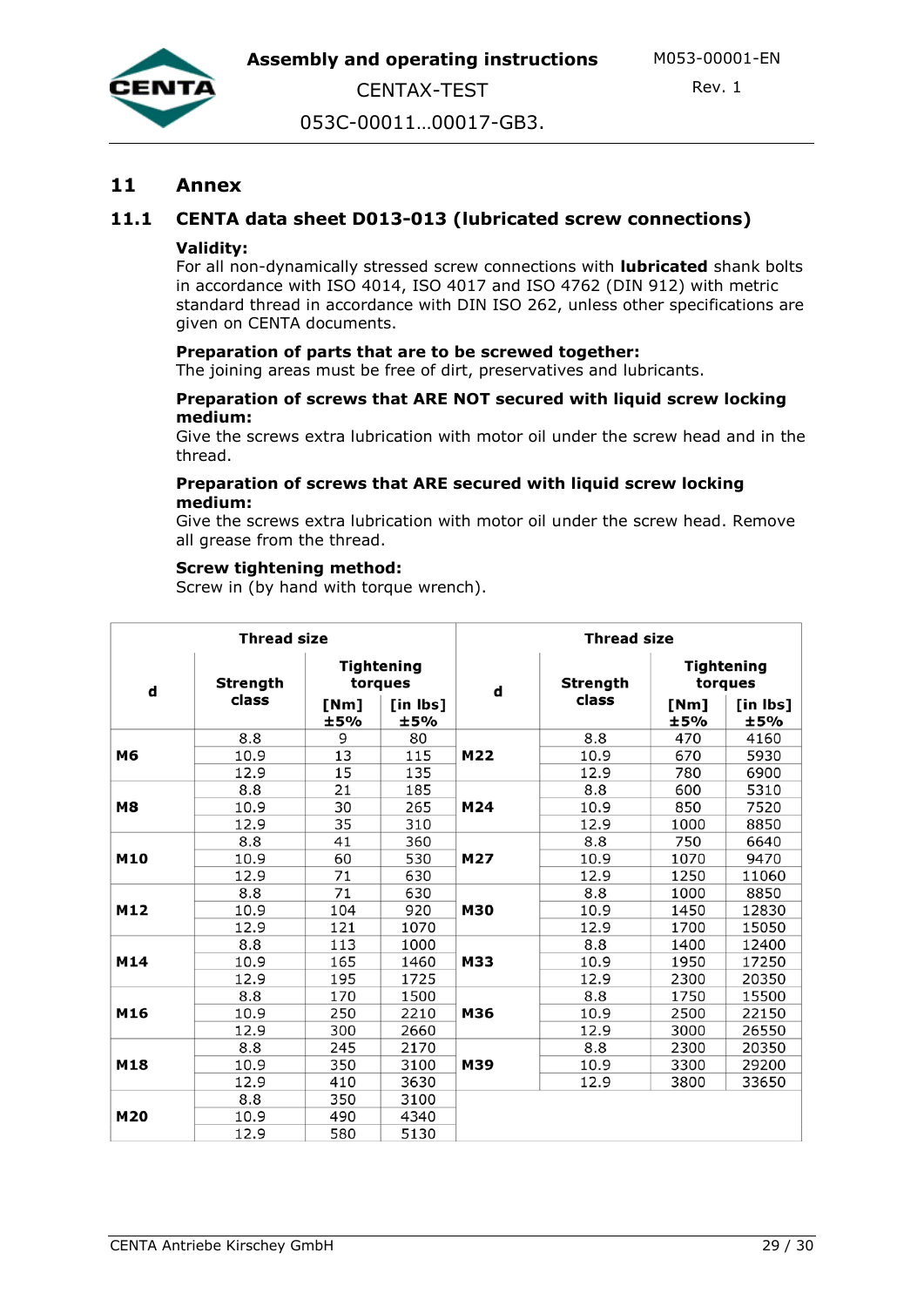# 11 Annex

## 11.1 CENTA data sheet D013-013 (lubricated screw connections)

**Validity:**
For all non-dynamically stressed screw connections with **lubricated** shank bolts in accordance with ISO 4014, ISO 4017 and ISO 4762 (DIN 912) with metric standard thread in accordance with DIN ISO 262, unless other specifications are given on CENTA documents.

**Preparation of parts that are to be screwed together:**
The joining areas must be free of dirt, preservatives and lubricants.

**Preparation of screws that ARE NOT secured with liquid screw locking medium:**
Give the screws extra lubrication with motor oil under the screw head and in the thread.

**Preparation of screws that ARE secured with liquid screw locking medium:**
Give the screws extra lubrication with motor oil under the screw head. Remove all grease from the thread.

**Screw tightening method:**
Screw in (by hand with torque wrench).

| Thread size | | | | Thread size | | | |
|---|---|---|---|---|---|---|---|
| d | Strength class | Tightening torques | | d | Strength class | Tightening torques | |
| | | [Nm] ±5% | [in lbs] ±5% | | | [Nm] ±5% | [in lbs] ±5% |
| M6 | 8.8 | 9 | 80 | M22 | 8.8 | 470 | 4160 |
| | 10.9 | 13 | 115 | | 10.9 | 670 | 5930 |
| | 12.9 | 15 | 135 | | 12.9 | 780 | 6900 |
| M8 | 8.8 | 21 | 185 | M24 | 8.8 | 600 | 5310 |
| | 10.9 | 30 | 265 | | 10.9 | 850 | 7520 |
| | 12.9 | 35 | 310 | | 12.9 | 1000 | 8850 |
| M10 | 8.8 | 41 | 360 | M27 | 8.8 | 750 | 6640 |
| | 10.9 | 60 | 530 | | 10.9 | 1070 | 9470 |
| | 12.9 | 71 | 630 | | 12.9 | 1250 | 11060 |
| M12 | 8.8 | 71 | 630 | M30 | 8.8 | 1000 | 8850 |
| | 10.9 | 104 | 920 | | 10.9 | 1450 | 12830 |
| | 12.9 | 121 | 1070 | | 12.9 | 1700 | 15050 |
| M14 | 8.8 | 113 | 1000 | M33 | 8.8 | 1400 | 12400 |
| | 10.9 | 165 | 1460 | | 10.9 | 1950 | 17250 |
| | 12.9 | 195 | 1725 | | 12.9 | 2300 | 20350 |
| M16 | 8.8 | 170 | 1500 | M36 | 8.8 | 1750 | 15500 |
| | 10.9 | 250 | 2210 | | 10.9 | 2500 | 22150 |
| | 12.9 | 300 | 2660 | | 12.9 | 3000 | 26550 |
| M18 | 8.8 | 245 | 2170 | M39 | 8.8 | 2300 | 20350 |
| | 10.9 | 350 | 3100 | | 10.9 | 3300 | 29200 |
| | 12.9 | 410 | 3630 | | 12.9 | 3800 | 33650 |
| M20 | 8.8 | 350 | 3100 | | | | |
| | 10.9 | 490 | 4340 | | | | |
| | 12.9 | 580 | 5130 | | | | |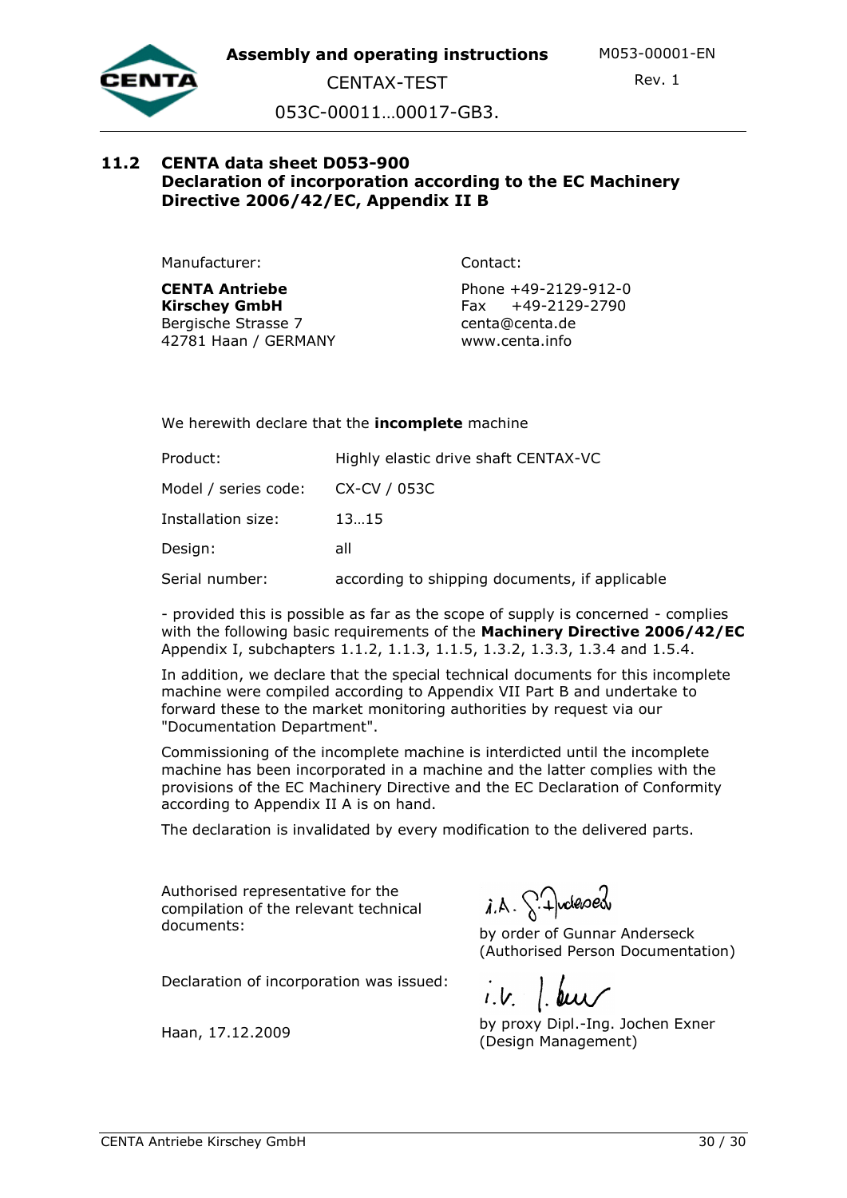## 11.2 CENTA data sheet D053-900 Declaration of incorporation according to the EC Machinery Directive 2006/42/EC, Appendix II B

Manufacturer:

**CENTA Antriebe Kirschey GmbH**
Bergische Strasse 7
42781 Haan / GERMANY

Contact:

Phone +49-2129-912-0
Fax +49-2129-2790
centa@centa.de
www.centa.info

We herewith declare that the **incomplete** machine

| | |
|---|---|
| Product: | Highly elastic drive shaft CENTAX-VC |
| Model / series code: | CX-CV / 053C |
| Installation size: | 13…15 |
| Design: | all |
| Serial number: | according to shipping documents, if applicable |

- provided this is possible as far as the scope of supply is concerned - complies with the following basic requirements of the **Machinery Directive 2006/42/EC** Appendix I, subchapters 1.1.2, 1.1.3, 1.1.5, 1.3.2, 1.3.3, 1.3.4 and 1.5.4.

In addition, we declare that the special technical documents for this incomplete machine were compiled according to Appendix VII Part B and undertake to forward these to the market monitoring authorities by request via our "Documentation Department".

Commissioning of the incomplete machine is interdicted until the incomplete machine has been incorporated in a machine and the latter complies with the provisions of the EC Machinery Directive and the EC Declaration of Conformity according to Appendix II A is on hand.

The declaration is invalidated by every modification to the delivered parts.

Authorised representative for the compilation of the relevant technical documents:

i.A. G. Anderseck
by order of Gunnar Anderseck
(Authorised Person Documentation)

Declaration of incorporation was issued:

Haan, 17.12.2009

i.V. J. Exner
by proxy Dipl.-Ing. Jochen Exner
(Design Management)